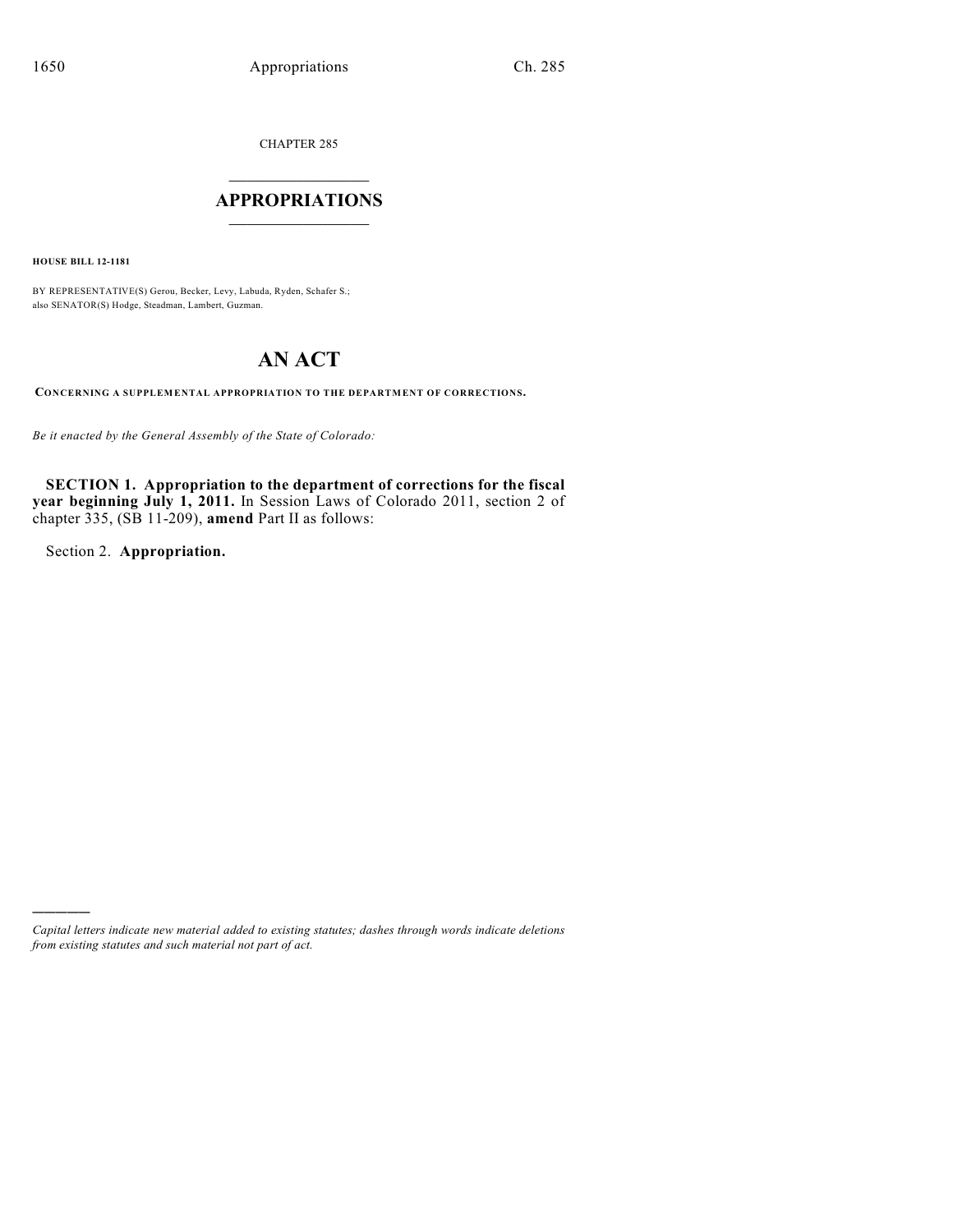CHAPTER 285

# APPROPRIATIONS

**HOUSE BILL 12-1181**

BY REPRESENTATIVE(S) Gerou, Becker, Levy, Labuda, Ryden, Schafer S.;
also SENATOR(S) Hodge, Steadman, Lambert, Guzman.

# AN ACT

**CONCERNING A SUPPLEMENTAL APPROPRIATION TO THE DEPARTMENT OF CORRECTIONS.**

*Be it enacted by the General Assembly of the State of Colorado:*

**SECTION 1. Appropriation to the department of corrections for the fiscal year beginning July 1, 2011.** In Session Laws of Colorado 2011, section 2 of chapter 335, (SB 11-209), **amend** Part II as follows:

Section 2. **Appropriation.**

---

*Capital letters indicate new material added to existing statutes; dashes through words indicate deletions from existing statutes and such material not part of act.*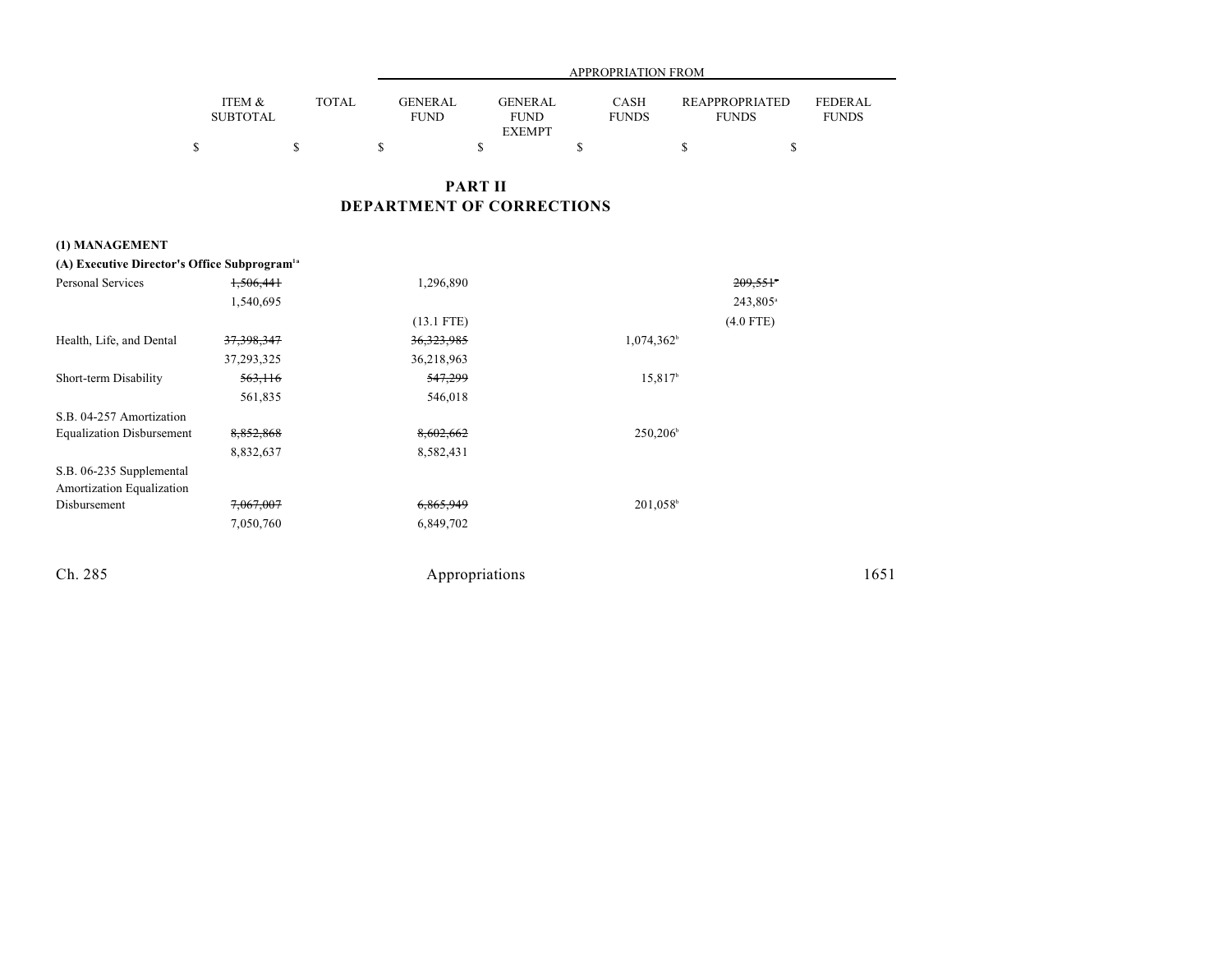# PART II
## DEPARTMENT OF CORRECTIONS

| | ITEM & SUBTOTAL | TOTAL | GENERAL FUND | GENERAL FUND EXEMPT | CASH FUNDS | REAPPROPRIATED FUNDS | FEDERAL FUNDS |
|---|---|---|---|---|---|---|---|
| | | | APPROPRIATION FROM | | | | |
| | $ | $ | $ | $ | $ | $ | $ |
| **(1) MANAGEMENT** | | | | | | | |
| **(A) Executive Director's Office Subprogram**[1a] | | | | | | | |
| Personal Services | ~~1,506,441~~ | | 1,296,890 | | | ~~209,551~~[a] | |
| | 1,540,695 | | | | | 243,805[a] | |
| | | | (13.1 FTE) | | | (4.0 FTE) | |
| Health, Life, and Dental | ~~37,398,347~~ | | ~~36,323,985~~ | | 1,074,362[b] | | |
| | 37,293,325 | | 36,218,963 | | | | |
| Short-term Disability | ~~563,116~~ | | ~~547,299~~ | | 15,817[b] | | |
| | 561,835 | | 546,018 | | | | |
| S.B. 04-257 Amortization Equalization Disbursement | ~~8,852,868~~ | | ~~8,602,662~~ | | 250,206[b] | | |
| | 8,832,637 | | 8,582,431 | | | | |
| S.B. 06-235 Supplemental Amortization Equalization Disbursement | ~~7,067,007~~ | | ~~6,865,949~~ | | 201,058[b] | | |
| | 7,050,760 | | 6,849,702 | | | | |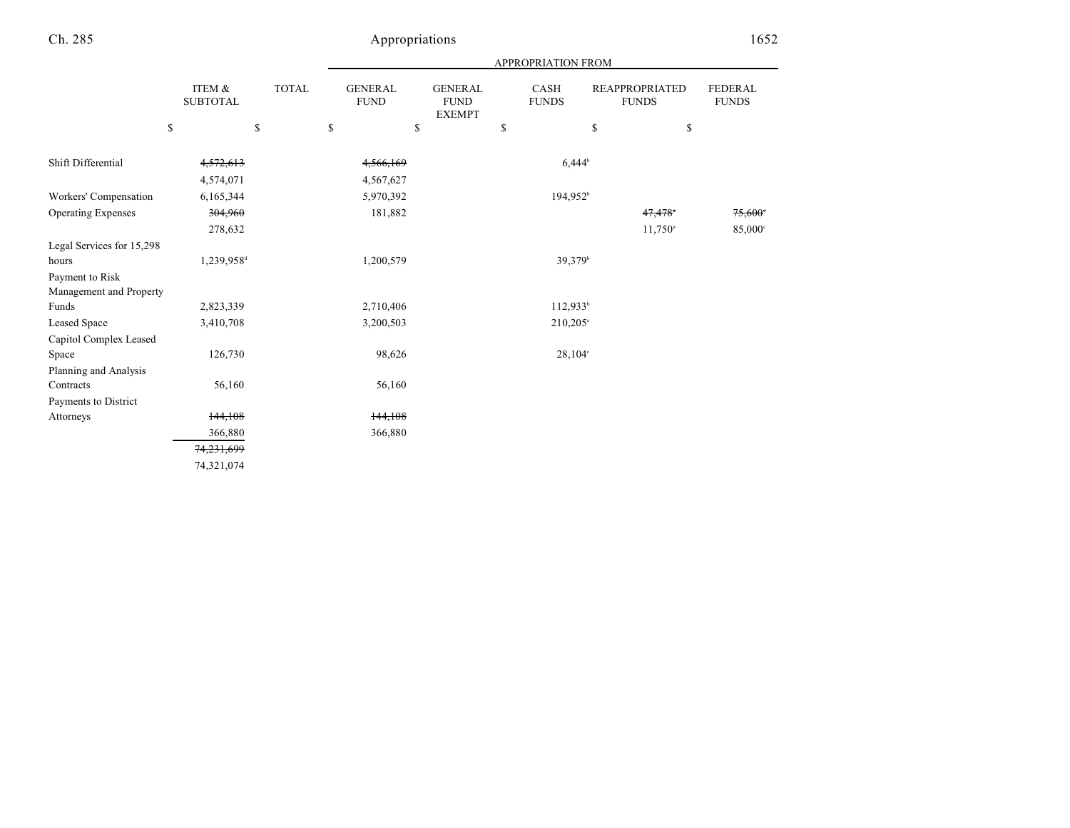| | ITEM & SUBTOTAL | TOTAL | GENERAL FUND | GENERAL FUND EXEMPT | CASH FUNDS | REAPPROPRIATED FUNDS | FEDERAL FUNDS |
|---|---|---|---|---|---|---|---|
| | | | APPROPRIATION FROM | | | | |
| | $ | $ | $ | $ | $ | $ | $ |
| Shift Differential | ~~4,572,613~~ | | ~~4,566,169~~ | | 6,444[b] | | |
| | 4,574,071 | | 4,567,627 | | | | |
| Workers' Compensation | 6,165,344 | | 5,970,392 | | 194,952[b] | | |
| Operating Expenses | ~~304,960~~ | | 181,882 | | | ~~47,478[c]~~ | ~~75,600[c]~~ |
| | 278,632 | | | | | 11,750[a] | 85,000[c] |
| Legal Services for 15,298 hours | 1,239,958[d] | | 1,200,579 | | 39,379[b] | | |
| Payment to Risk Management and Property Funds | 2,823,339 | | 2,710,406 | | 112,933[b] | | |
| Leased Space | 3,410,708 | | 3,200,503 | | 210,205[e] | | |
| Capitol Complex Leased Space | 126,730 | | 98,626 | | 28,104[e] | | |
| Planning and Analysis Contracts | 56,160 | | 56,160 | | | | |
| Payments to District Attorneys | ~~144,108~~ | | ~~144,108~~ | | | | |
| | 366,880 | | 366,880 | | | | |
| | ~~74,231,699~~ | | | | | | |
| | 74,321,074 | | | | | | |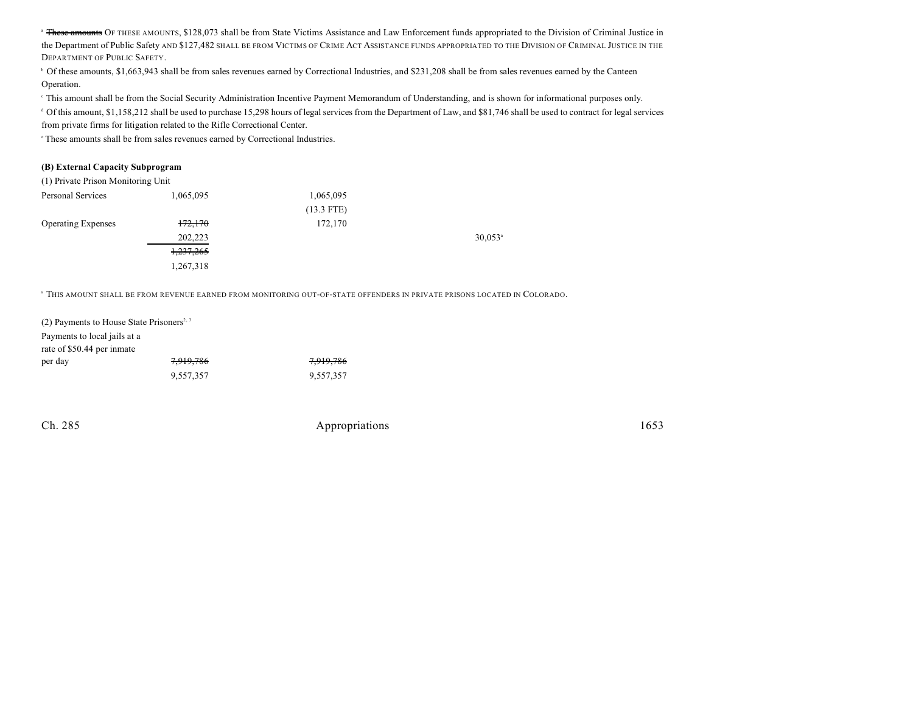[a] ~~These amounts~~ OF THESE AMOUNTS, $128,073 shall be from State Victims Assistance and Law Enforcement funds appropriated to the Division of Criminal Justice in the Department of Public Safety AND $127,482 SHALL BE FROM VICTIMS OF CRIME ACT ASSISTANCE FUNDS APPROPRIATED TO THE DIVISION OF CRIMINAL JUSTICE IN THE DEPARTMENT OF PUBLIC SAFETY.

[b] Of these amounts, $1,663,943 shall be from sales revenues earned by Correctional Industries, and $231,208 shall be from sales revenues earned by the Canteen Operation.

[c] This amount shall be from the Social Security Administration Incentive Payment Memorandum of Understanding, and is shown for informational purposes only.

[d] Of this amount, $1,158,212 shall be used to purchase 15,298 hours of legal services from the Department of Law, and $81,746 shall be used to contract for legal services from private firms for litigation related to the Rifle Correctional Center.

[e] These amounts shall be from sales revenues earned by Correctional Industries.

**(B) External Capacity Subprogram**

(1) Private Prison Monitoring Unit

| | | | | |
|---|---|---|---|---|
| Personal Services | 1,065,095 | 1,065,095 | | |
| | | (13.3 FTE) | | |
| Operating Expenses | ~~172,170~~ | 172,170 | | |
| | 202,223 | | | 30,053[a] |
| | ~~1,237,265~~ | | | |
| | 1,267,318 | | | |

[a] THIS AMOUNT SHALL BE FROM REVENUE EARNED FROM MONITORING OUT-OF-STATE OFFENDERS IN PRIVATE PRISONS LOCATED IN COLORADO.

(2) Payments to House State Prisoners[2, 3]

| | | |
|---|---|---|
| Payments to local jails at a rate of $50.44 per inmate per day | ~~7,919,786~~ | ~~7,919,786~~ |
| | 9,557,357 | 9,557,357 |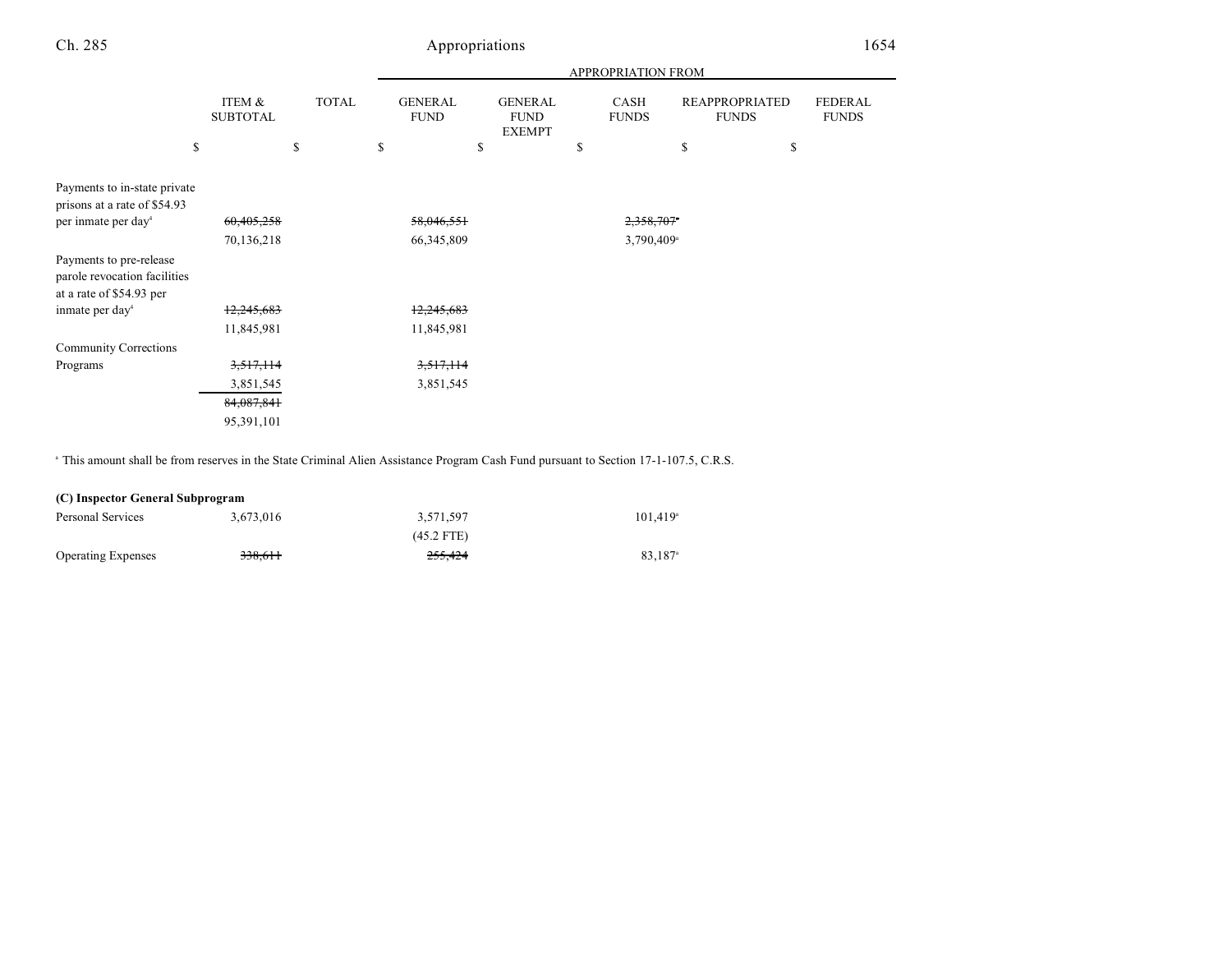| | ITEM & SUBTOTAL | TOTAL | GENERAL FUND | GENERAL FUND EXEMPT | CASH FUNDS | REAPPROPRIATED FUNDS | FEDERAL FUNDS |
|---|---|---|---|---|---|---|---|
| | $ | $ | $ | $ | $ | $ | $ |
| | | | APPROPRIATION FROM | | | | |
| Payments to in-state private prisons at a rate of $54.93 per inmate per day[4] | ~~60,405,258~~ | | ~~58,046,551~~ | | ~~2,358,707~~[a] | | |
| | 70,136,218 | | 66,345,809 | | 3,790,409[a] | | |
| Payments to pre-release parole revocation facilities at a rate of $54.93 per inmate per day[4] | ~~12,245,683~~ | | ~~12,245,683~~ | | | | |
| | 11,845,981 | | 11,845,981 | | | | |
| Community Corrections Programs | ~~3,517,114~~ | | ~~3,517,114~~ | | | | |
| | 3,851,545 | | 3,851,545 | | | | |
| | ~~84,087,841~~ | | | | | | |
| | 95,391,101 | | | | | | |

[a] This amount shall be from reserves in the State Criminal Alien Assistance Program Cash Fund pursuant to Section 17-1-107.5, C.R.S.

**(C) Inspector General Subprogram**

| | ITEM & SUBTOTAL | TOTAL | GENERAL FUND | GENERAL FUND EXEMPT | CASH FUNDS | REAPPROPRIATED FUNDS | FEDERAL FUNDS |
|---|---|---|---|---|---|---|---|
| Personal Services | 3,673,016 | | 3,571,597 | | 101,419[a] | | |
| | | | (45.2 FTE) | | | | |
| Operating Expenses | ~~338,611~~ | | ~~255,424~~ | | 83,187[a] | | |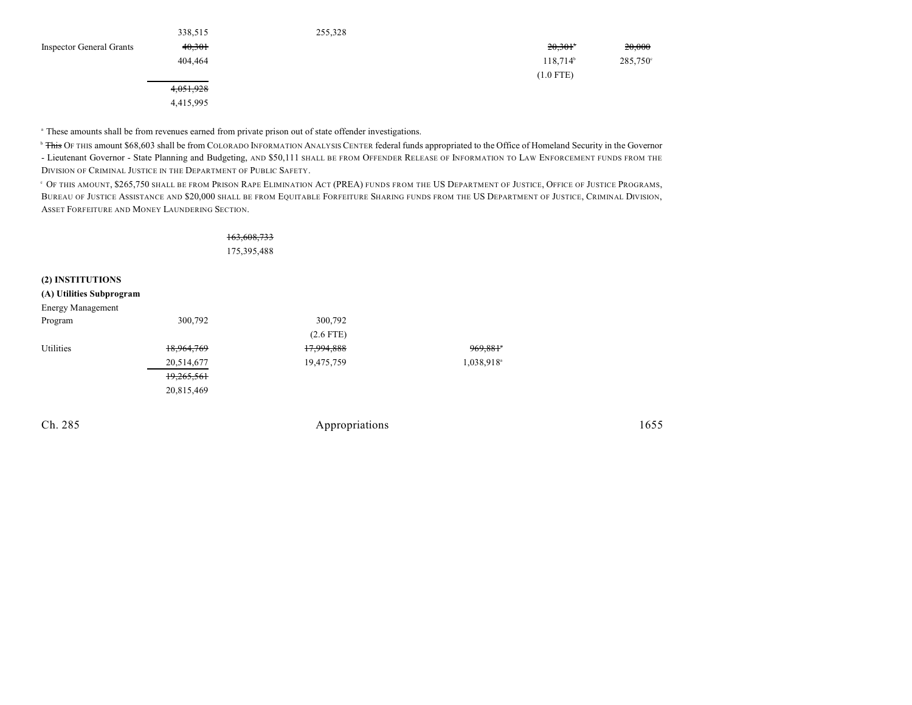| | | | | | |
|---|---|---|---|---|---|
| | 338,515 | 255,328 | | | |
| Inspector General Grants | ~~40,301~~ | | | ~~20,301~~[b] | ~~20,000~~ |
| | 404,464 | | | 118,714[b] | 285,750[c] |
| | | | | (1.0 FTE) | |
| | ~~4,051,928~~ | | | | |
| | 4,415,995 | | | | |

[a] These amounts shall be from revenues earned from private prison out of state offender investigations.

[b] ~~This~~ OF THIS amount $68,603 shall be from COLORADO INFORMATION ANALYSIS CENTER federal funds appropriated to the Office of Homeland Security in the Governor - Lieutenant Governor - State Planning and Budgeting, AND $50,111 SHALL BE FROM OFFENDER RELEASE OF INFORMATION TO LAW ENFORCEMENT FUNDS FROM THE DIVISION OF CRIMINAL JUSTICE IN THE DEPARTMENT OF PUBLIC SAFETY.

[c] OF THIS AMOUNT, $265,750 SHALL BE FROM PRISON RAPE ELIMINATION ACT (PREA) FUNDS FROM THE US DEPARTMENT OF JUSTICE, OFFICE OF JUSTICE PROGRAMS, BUREAU OF JUSTICE ASSISTANCE AND $20,000 SHALL BE FROM EQUITABLE FORFEITURE SHARING FUNDS FROM THE US DEPARTMENT OF JUSTICE, CRIMINAL DIVISION, ASSET FORFEITURE AND MONEY LAUNDERING SECTION.

~~163,608,733~~
175,395,488

**(2) INSTITUTIONS**

**(A) Utilities Subprogram**

| | | | | | |
|---|---|---|---|---|---|
| Energy Management Program | 300,792 | 300,792 | | | |
| | | (2.6 FTE) | | | |
| Utilities | ~~18,964,769~~ | ~~17,994,888~~ | ~~969,881~~[a] | | |
| | 20,514,677 | 19,475,759 | 1,038,918[a] | | |
| | ~~19,265,561~~ | | | | |
| | 20,815,469 | | | | |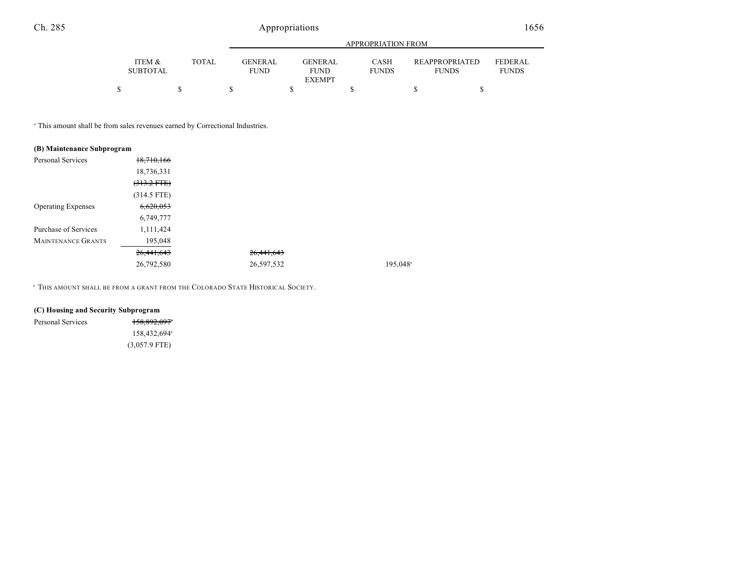| | ITEM & SUBTOTAL | TOTAL | GENERAL FUND | GENERAL FUND EXEMPT | CASH FUNDS | REAPPROPRIATED FUNDS | FEDERAL FUNDS |
|---|---|---|---|---|---|---|---|
| | | | APPROPRIATION FROM | | | | |
| | $ | $ | $ | $ | $ | $ | $ |

[a] This amount shall be from sales revenues earned by Correctional Industries.

**(B) Maintenance Subprogram**

| | ITEM & SUBTOTAL | TOTAL | GENERAL FUND | GENERAL FUND EXEMPT | CASH FUNDS | REAPPROPRIATED FUNDS | FEDERAL FUNDS |
|---|---|---|---|---|---|---|---|
| Personal Services | ~~18,710,166~~ | | | | | | |
| | 18,736,331 | | | | | | |
| | ~~(313.2 FTE)~~ | | | | | | |
| | (314.5 FTE) | | | | | | |
| Operating Expenses | ~~6,620,053~~ | | | | | | |
| | 6,749,777 | | | | | | |
| Purchase of Services | 1,111,424 | | | | | | |
| MAINTENANCE GRANTS | 195,048 | | | | | | |
| | ~~26,441,643~~ | | ~~26,441,643~~ | | | | |
| | 26,792,580 | | 26,597,532 | | 195,048[a] | | |

[a] THIS AMOUNT SHALL BE FROM A GRANT FROM THE COLORADO STATE HISTORICAL SOCIETY.

**(C) Housing and Security Subprogram**

| | ITEM & SUBTOTAL | TOTAL | GENERAL FUND | GENERAL FUND EXEMPT | CASH FUNDS | REAPPROPRIATED FUNDS | FEDERAL FUNDS |
|---|---|---|---|---|---|---|---|
| Personal Services | ~~158,892,097~~[a] | | | | | | |
| | 158,432,694[a] | | | | | | |
| | (3,057.9 FTE) | | | | | | |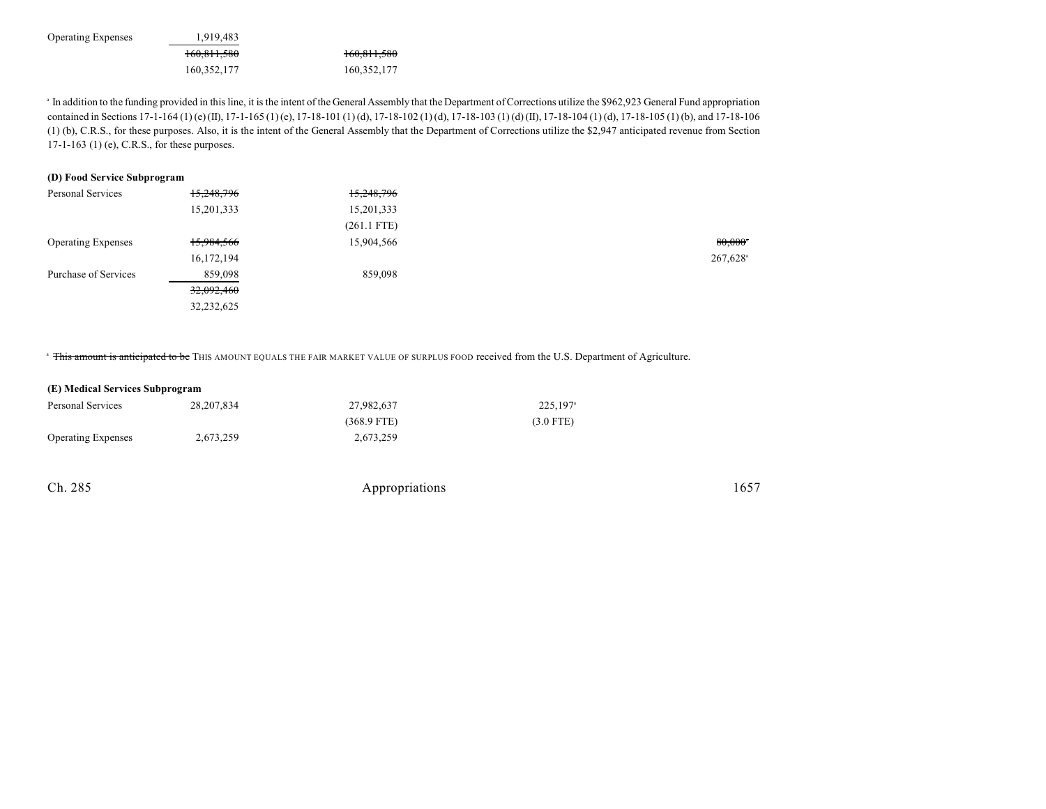| | | | | | |
|---|---|---|---|---|---|
| Operating Expenses | 1,919,483 | | | | |
| | ~~160,811,580~~ | ~~160,811,580~~ | | | |
| | 160,352,177 | 160,352,177 | | | |

[a] In addition to the funding provided in this line, it is the intent of the General Assembly that the Department of Corrections utilize the $962,923 General Fund appropriation contained in Sections 17-1-164 (1) (e) (II), 17-1-165 (1) (e), 17-18-101 (1) (d), 17-18-102 (1) (d), 17-18-103 (1) (d) (II), 17-18-104 (1) (d), 17-18-105 (1) (b), and 17-18-106 (1) (b), C.R.S., for these purposes. Also, it is the intent of the General Assembly that the Department of Corrections utilize the $2,947 anticipated revenue from Section 17-1-163 (1) (e), C.R.S., for these purposes.

**(D) Food Service Subprogram**

| | | | | | |
|---|---|---|---|---|---|
| Personal Services | ~~15,248,796~~ | ~~15,248,796~~ | | | |
| | 15,201,333 | 15,201,333 | | | |
| | | (261.1 FTE) | | | |
| Operating Expenses | ~~15,984,566~~ | 15,904,566 | | | ~~80,000~~[a] |
| | 16,172,194 | | | | 267,628[a] |
| Purchase of Services | 859,098 | 859,098 | | | |
| | ~~32,092,460~~ | | | | |
| | 32,232,625 | | | | |

[a] ~~This amount is anticipated to be~~ THIS AMOUNT EQUALS THE FAIR MARKET VALUE OF SURPLUS FOOD received from the U.S. Department of Agriculture.

**(E) Medical Services Subprogram**

| | | | | | |
|---|---|---|---|---|---|
| Personal Services | 28,207,834 | 27,982,637 | 225,197[a] | | |
| | | (368.9 FTE) | (3.0 FTE) | | |
| Operating Expenses | 2,673,259 | 2,673,259 | | | |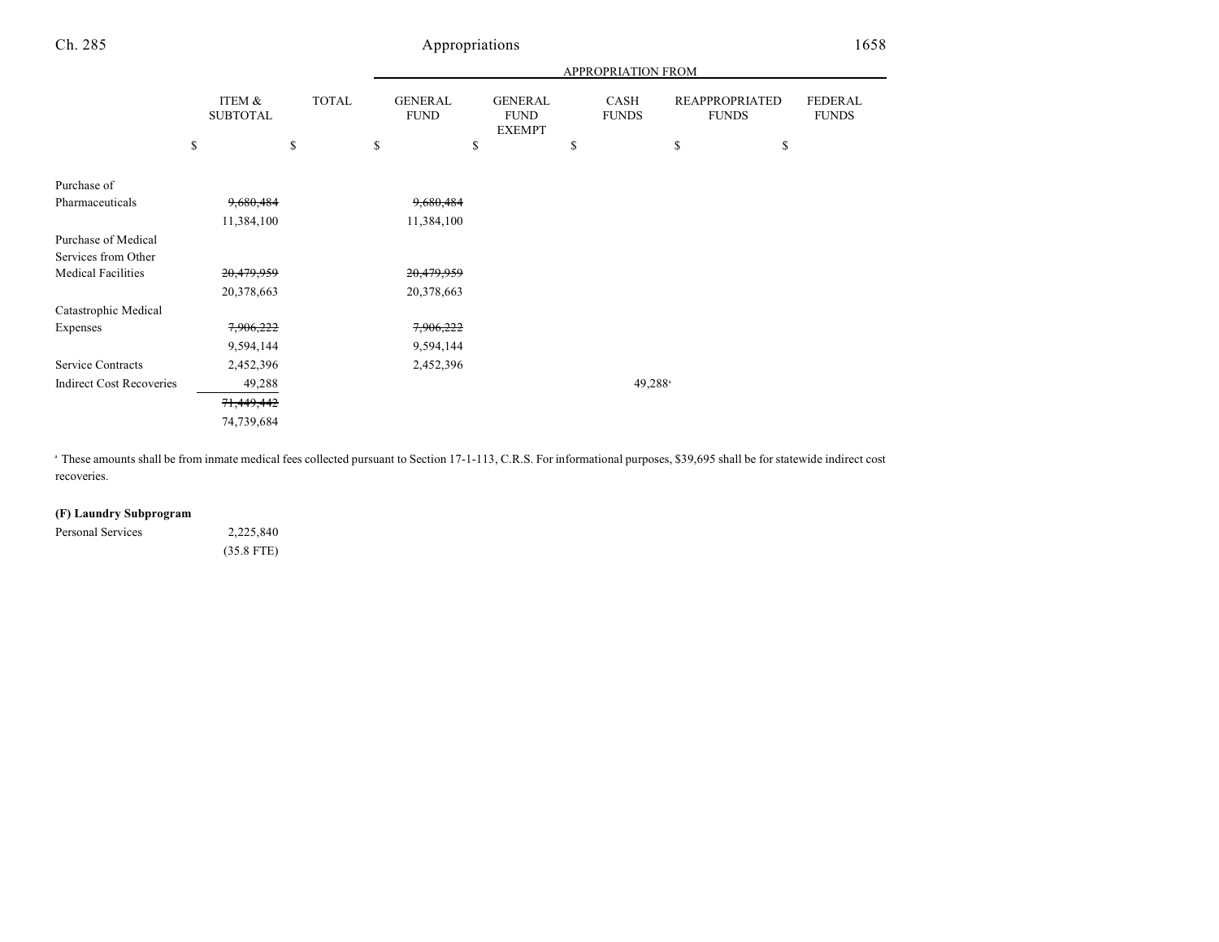| | ITEM & SUBTOTAL | TOTAL | APPROPRIATION FROM GENERAL FUND | GENERAL FUND EXEMPT | CASH FUNDS | REAPPROPRIATED FUNDS | FEDERAL FUNDS |
|---|---|---|---|---|---|---|---|
| | $ | $ | $ | $ | $ | $ | $ |
| Purchase of Pharmaceuticals | ~~9,680,484~~ 11,384,100 | | ~~9,680,484~~ 11,384,100 | | | | |
| Purchase of Medical Services from Other Medical Facilities | ~~20,479,959~~ 20,378,663 | | ~~20,479,959~~ 20,378,663 | | | | |
| Catastrophic Medical Expenses | ~~7,906,222~~ 9,594,144 | | ~~7,906,222~~ 9,594,144 | | | | |
| Service Contracts | 2,452,396 | | 2,452,396 | | | | |
| Indirect Cost Recoveries | 49,288 | | | | 49,288[a] | | |
| | ~~71,449,442~~ 74,739,684 | | | | | | |

[a] These amounts shall be from inmate medical fees collected pursuant to Section 17-1-113, C.R.S. For informational purposes, $39,695 shall be for statewide indirect cost recoveries.

**(F) Laundry Subprogram**

| | ITEM & SUBTOTAL | TOTAL | GENERAL FUND | GENERAL FUND EXEMPT | CASH FUNDS | REAPPROPRIATED FUNDS | FEDERAL FUNDS |
|---|---|---|---|---|---|---|---|
| Personal Services | 2,225,840 (35.8 FTE) | | | | | | |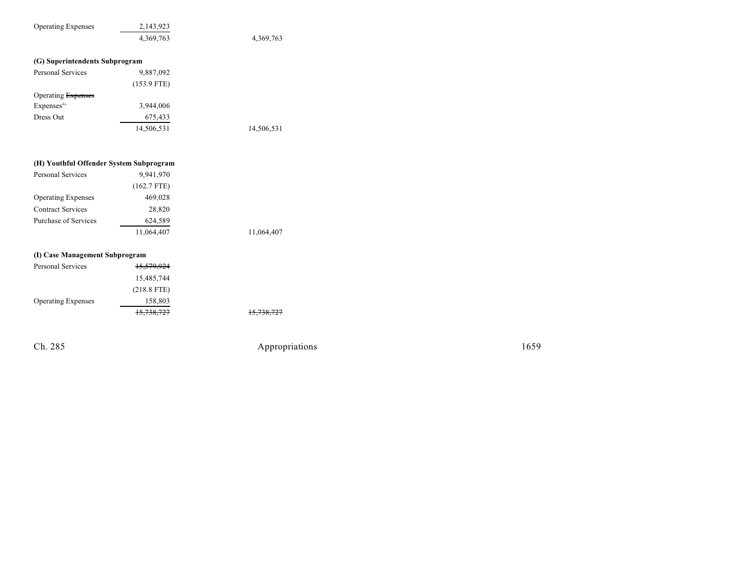| | | |
|---|---|---|
| Operating Expenses | 2,143,923 | |
| | 4,369,763 | 4,369,763 |

**(G) Superintendents Subprogram**

| | | |
|---|---|---|
| Personal Services | 9,887,092 | |
| | (153.9 FTE) | |
| Operating ~~Expenses~~ | | |
| Expenses[4a] | 3,944,006 | |
| Dress Out | 675,433 | |
| | 14,506,531 | 14,506,531 |

**(H) Youthful Offender System Subprogram**

| | | |
|---|---|---|
| Personal Services | 9,941,970 | |
| | (162.7 FTE) | |
| Operating Expenses | 469,028 | |
| Contract Services | 28,820 | |
| Purchase of Services | 624,589 | |
| | 11,064,407 | 11,064,407 |

**(I) Case Management Subprogram**

| | | |
|---|---|---|
| Personal Services | ~~15,579,924~~ | |
| | 15,485,744 | |
| | (218.8 FTE) | |
| Operating Expenses | 158,803 | |
| | ~~15,738,727~~ | ~~15,738,727~~ |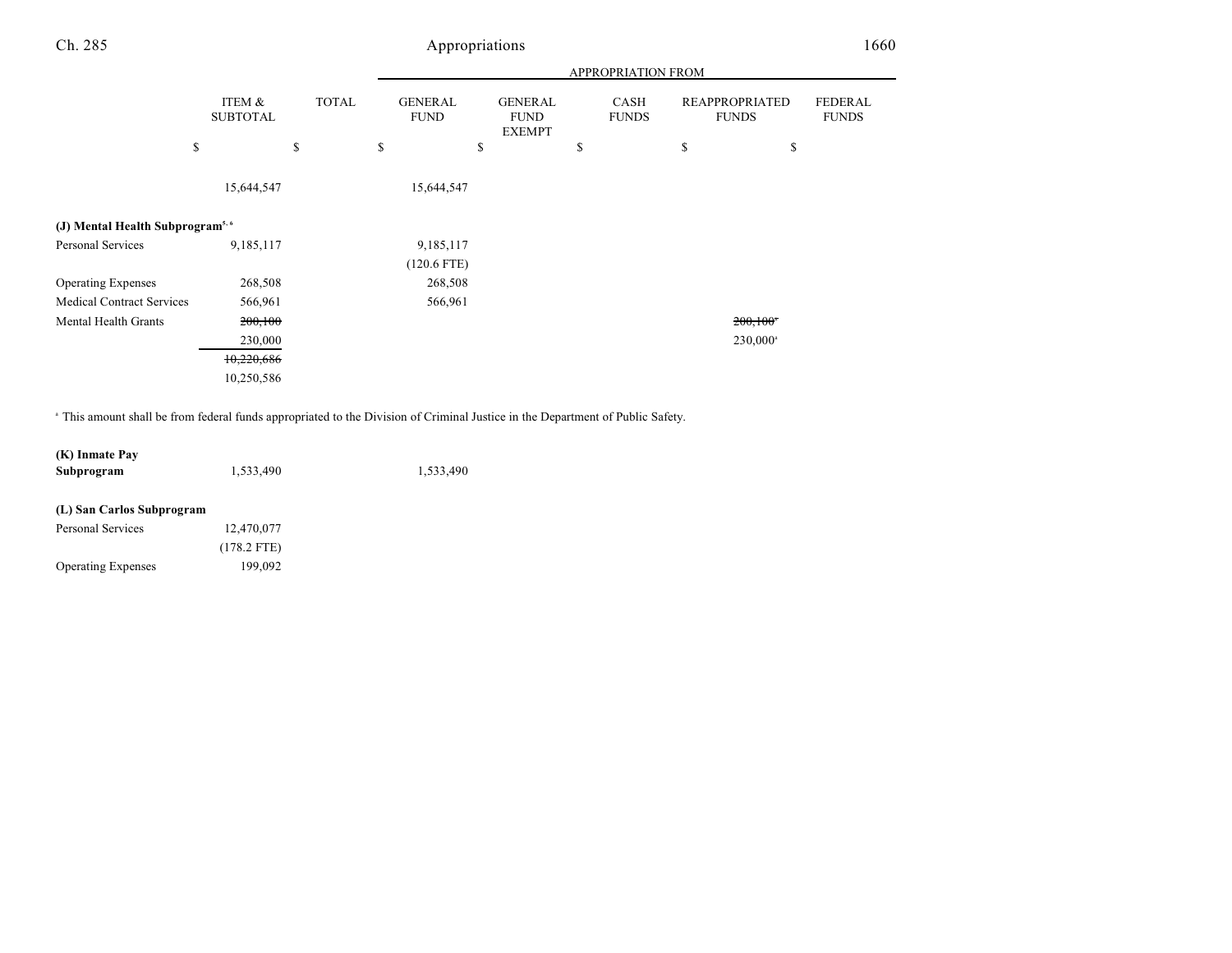| | ITEM & SUBTOTAL | TOTAL | APPROPRIATION FROM GENERAL FUND | GENERAL FUND EXEMPT | CASH FUNDS | REAPPROPRIATED FUNDS | FEDERAL FUNDS |
|---|---|---|---|---|---|---|---|
| | $ | $ | $ | $ | $ | $ | $ |
| | 15,644,547 | | 15,644,547 | | | | |
| **(J) Mental Health Subprogram**[5, 6] | | | | | | | |
| Personal Services | 9,185,117 | | 9,185,117 | | | | |
| | | | (120.6 FTE) | | | | |
| Operating Expenses | 268,508 | | 268,508 | | | | |
| Medical Contract Services | 566,961 | | 566,961 | | | | |
| Mental Health Grants | ~~200,100~~ | | | | | ~~200,100~~[7] | |
| | 230,000 | | | | | 230,000[a] | |
| | ~~10,220,686~~ | | | | | | |
| | 10,250,586 | | | | | | |

[a] This amount shall be from federal funds appropriated to the Division of Criminal Justice in the Department of Public Safety.

| | ITEM & SUBTOTAL | TOTAL | GENERAL FUND | GENERAL FUND EXEMPT | CASH FUNDS | REAPPROPRIATED FUNDS | FEDERAL FUNDS |
|---|---|---|---|---|---|---|---|
| **(K) Inmate Pay Subprogram** | 1,533,490 | | 1,533,490 | | | | |
| **(L) San Carlos Subprogram** | | | | | | | |
| Personal Services | 12,470,077 | | | | | | |
| | (178.2 FTE) | | | | | | |
| Operating Expenses | 199,092 | | | | | | |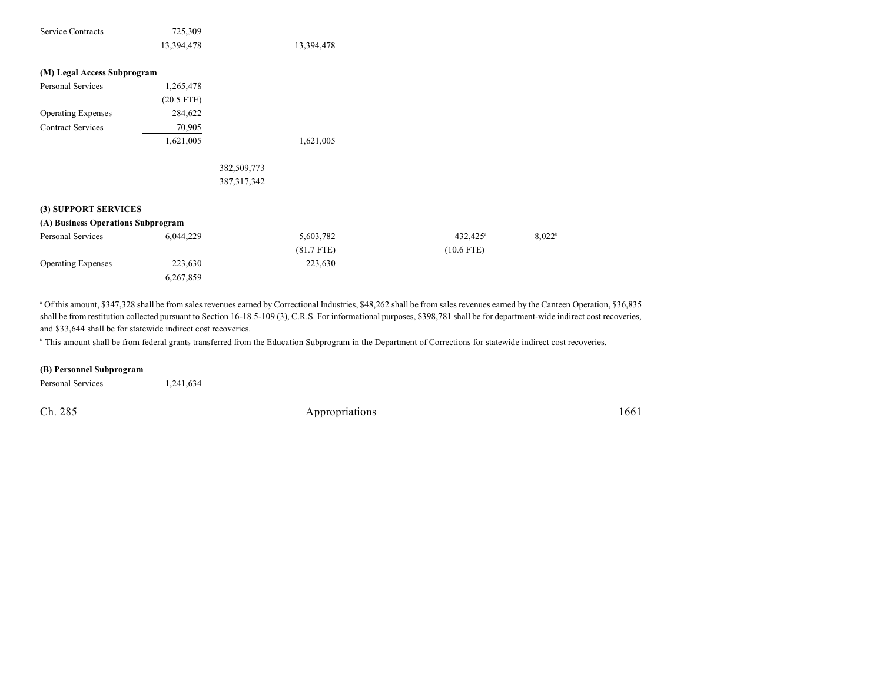| | | | | | | |
|---|---|---|---|---|---|---|
| Service Contracts | 725,309 | | | | | |
| | 13,394,478 | | 13,394,478 | | | |
| **(M) Legal Access Subprogram** | | | | | | |
| Personal Services | 1,265,478 | | | | | |
| | (20.5 FTE) | | | | | |
| Operating Expenses | 284,622 | | | | | |
| Contract Services | 70,905 | | | | | |
| | 1,621,005 | | 1,621,005 | | | |
| | | ~~382,509,773~~ | | | | |
| | | 387,317,342 | | | | |
| **(3) SUPPORT SERVICES** | | | | | | |
| **(A) Business Operations Subprogram** | | | | | | |
| Personal Services | 6,044,229 | | 5,603,782 | | 432,425[a] | 8,022[b] |
| | | | (81.7 FTE) | | (10.6 FTE) | |
| Operating Expenses | 223,630 | | 223,630 | | | |
| | 6,267,859 | | | | | |

[a] Of this amount, $347,328 shall be from sales revenues earned by Correctional Industries, $48,262 shall be from sales revenues earned by the Canteen Operation, $36,835 shall be from restitution collected pursuant to Section 16-18.5-109 (3), C.R.S. For informational purposes, $398,781 shall be for department-wide indirect cost recoveries, and $33,644 shall be for statewide indirect cost recoveries.

[b] This amount shall be from federal grants transferred from the Education Subprogram in the Department of Corrections for statewide indirect cost recoveries.

| | |
|---|---|
| **(B) Personnel Subprogram** | |
| Personal Services | 1,241,634 |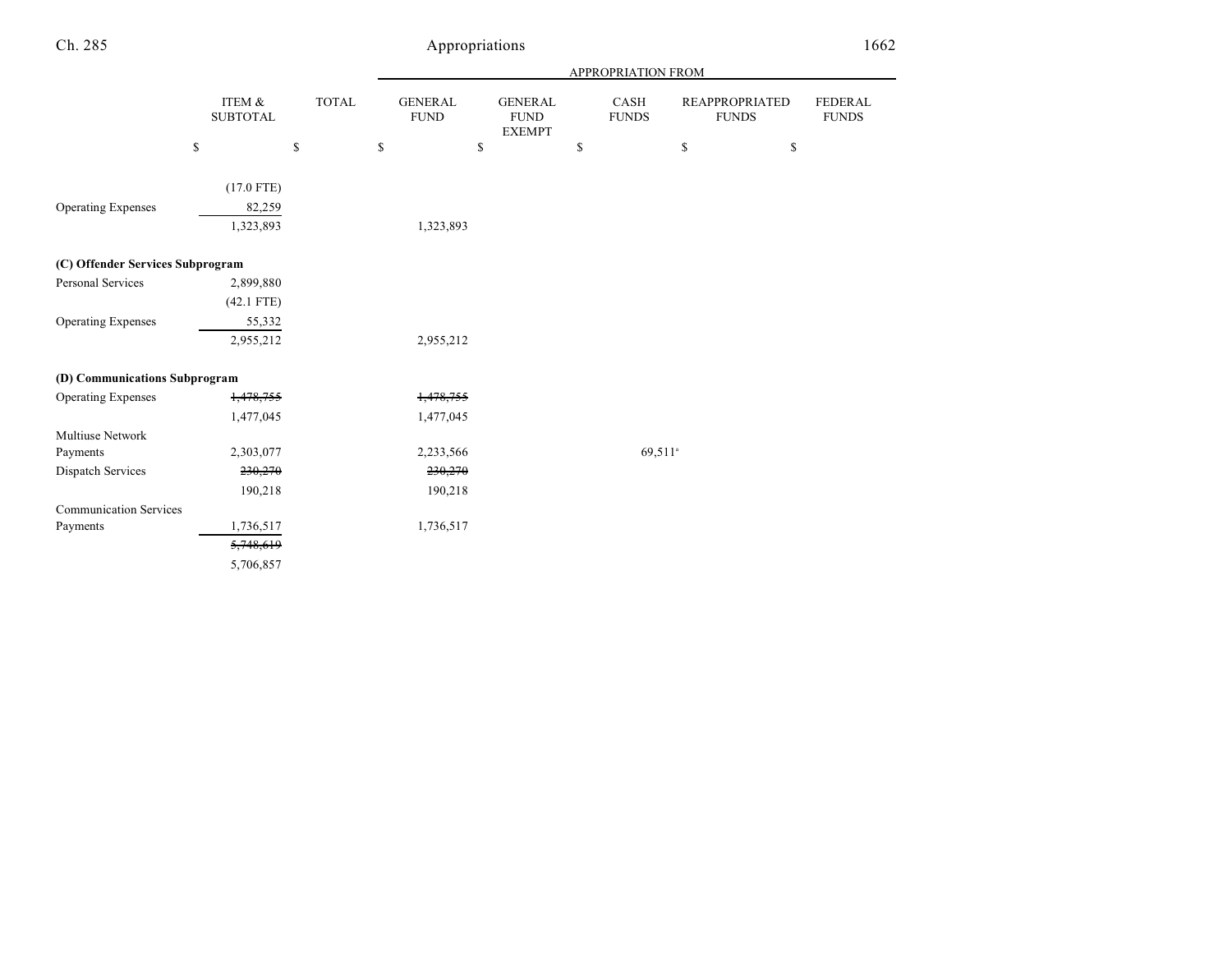| | ITEM & SUBTOTAL | TOTAL | GENERAL FUND | GENERAL FUND EXEMPT | CASH FUNDS | REAPPROPRIATED FUNDS | FEDERAL FUNDS |
|---|---|---|---|---|---|---|---|
| | | | APPROPRIATION FROM | | | | |
| | $ | $ | $ | $ | $ | $ | $ |
| | (17.0 FTE) | | | | | | |
| Operating Expenses | 82,259 | | | | | | |
| | 1,323,893 | | 1,323,893 | | | | |
| **(C) Offender Services Subprogram** | | | | | | | |
| Personal Services | 2,899,880 | | | | | | |
| | (42.1 FTE) | | | | | | |
| Operating Expenses | 55,332 | | | | | | |
| | 2,955,212 | | 2,955,212 | | | | |
| **(D) Communications Subprogram** | | | | | | | |
| Operating Expenses | ~~1,478,755~~ | | ~~1,478,755~~ | | | | |
| | 1,477,045 | | 1,477,045 | | | | |
| Multiuse Network Payments | 2,303,077 | | 2,233,566 | | 69,511[a] | | |
| Dispatch Services | ~~230,270~~ | | ~~230,270~~ | | | | |
| | 190,218 | | 190,218 | | | | |
| Communication Services Payments | 1,736,517 | | 1,736,517 | | | | |
| | ~~5,748,619~~ | | | | | | |
| | 5,706,857 | | | | | | |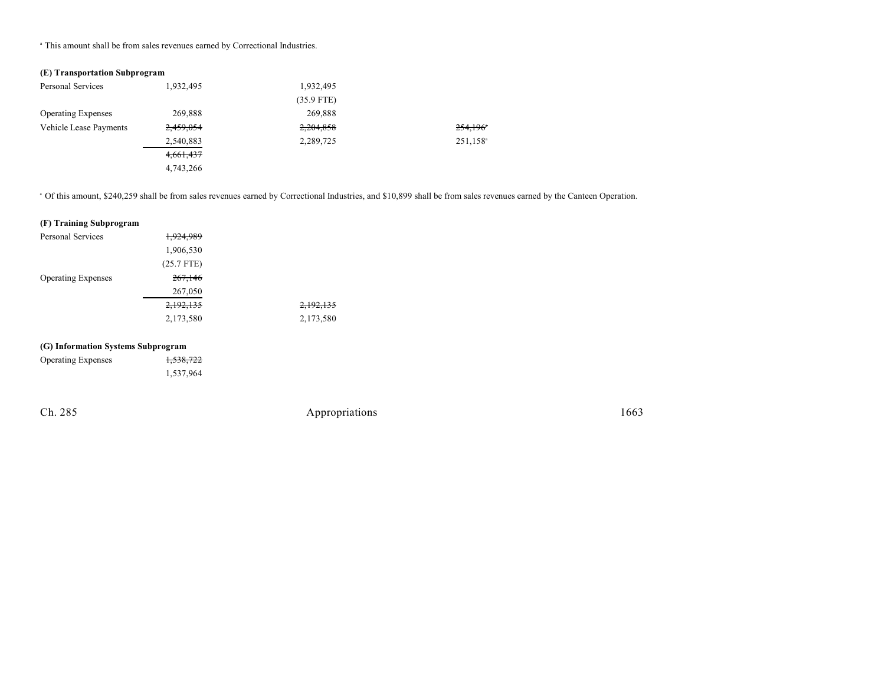[a] This amount shall be from sales revenues earned by Correctional Industries.

**(E) Transportation Subprogram**

| | | | |
|---|---|---|---|
| Personal Services | 1,932,495 | 1,932,495 | |
| | | (35.9 FTE) | |
| Operating Expenses | 269,888 | 269,888 | |
| Vehicle Lease Payments | ~~2,459,054~~ | ~~2,204,858~~ | ~~254,196~~[a] |
| | 2,540,883 | 2,289,725 | 251,158[a] |
| | ~~4,661,437~~ | | |
| | 4,743,266 | | |

[a] Of this amount, $240,259 shall be from sales revenues earned by Correctional Industries, and $10,899 shall be from sales revenues earned by the Canteen Operation.

**(F) Training Subprogram**

| | | |
|---|---|---|
| Personal Services | ~~1,924,989~~ | |
| | 1,906,530 | |
| | (25.7 FTE) | |
| Operating Expenses | ~~267,146~~ | |
| | 267,050 | |
| | ~~2,192,135~~ | ~~2,192,135~~ |
| | 2,173,580 | 2,173,580 |

**(G) Information Systems Subprogram**

| | |
|---|---|
| Operating Expenses | ~~1,538,722~~ |
| | 1,537,964 |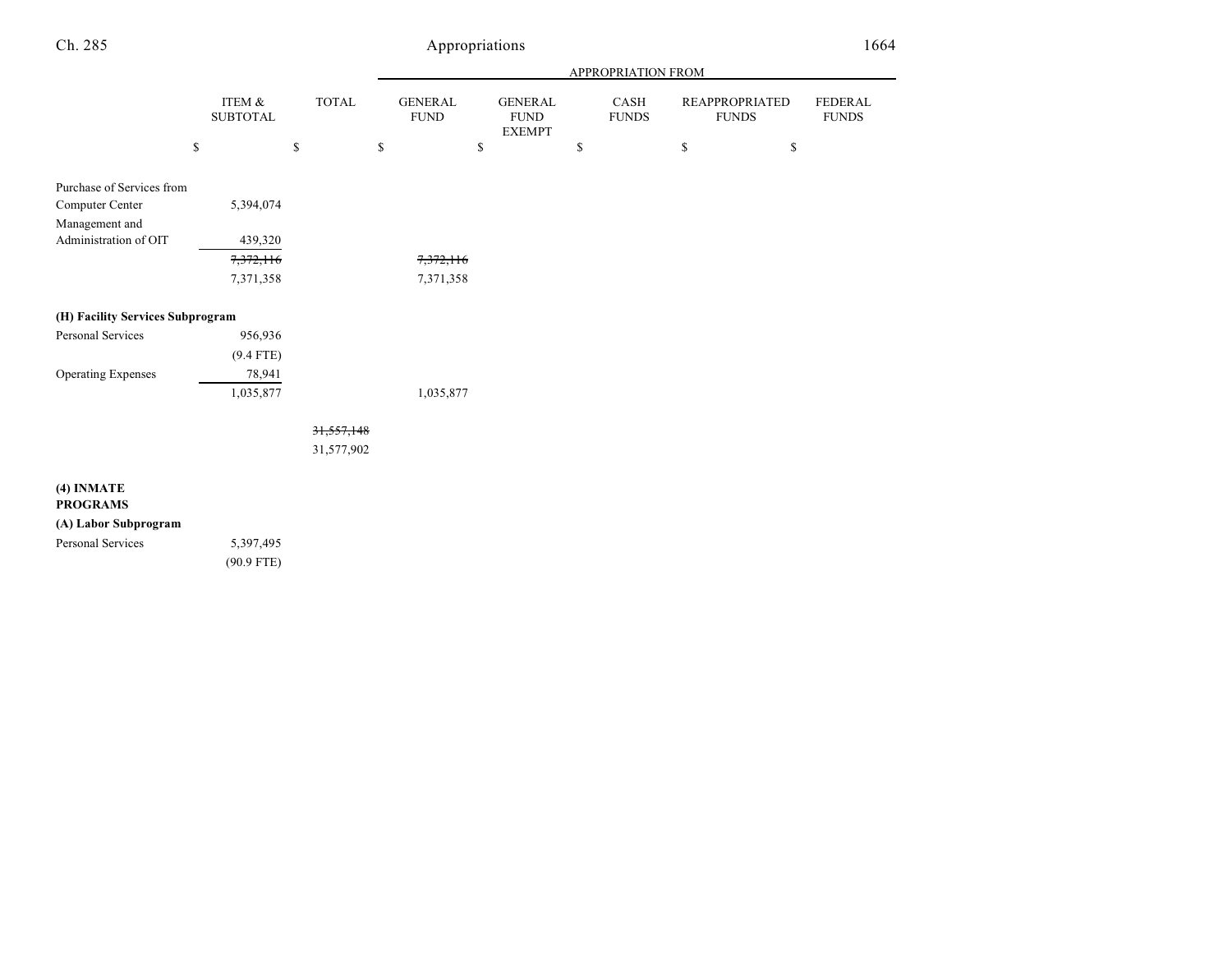| | ITEM & SUBTOTAL | TOTAL | GENERAL FUND | GENERAL FUND EXEMPT | CASH FUNDS | REAPPROPRIATED FUNDS | FEDERAL FUNDS |
|---|---|---|---|---|---|---|---|
| | | | APPROPRIATION FROM | | | | |
| | $ | $ | $ | $ | $ | $ | $ |
| Purchase of Services from Computer Center | 5,394,074 | | | | | | |
| Management and Administration of OIT | 439,320 | | | | | | |
| | ~~7,372,116~~ | | ~~7,372,116~~ | | | | |
| | 7,371,358 | | 7,371,358 | | | | |
| **(H) Facility Services Subprogram** | | | | | | | |
| Personal Services | 956,936 | | | | | | |
| | (9.4 FTE) | | | | | | |
| Operating Expenses | 78,941 | | | | | | |
| | 1,035,877 | | 1,035,877 | | | | |
| | | ~~31,557,148~~ | | | | | |
| | | 31,577,902 | | | | | |
| **(4) INMATE PROGRAMS** | | | | | | | |
| **(A) Labor Subprogram** | | | | | | | |
| Personal Services | 5,397,495 | | | | | | |
| | (90.9 FTE) | | | | | | |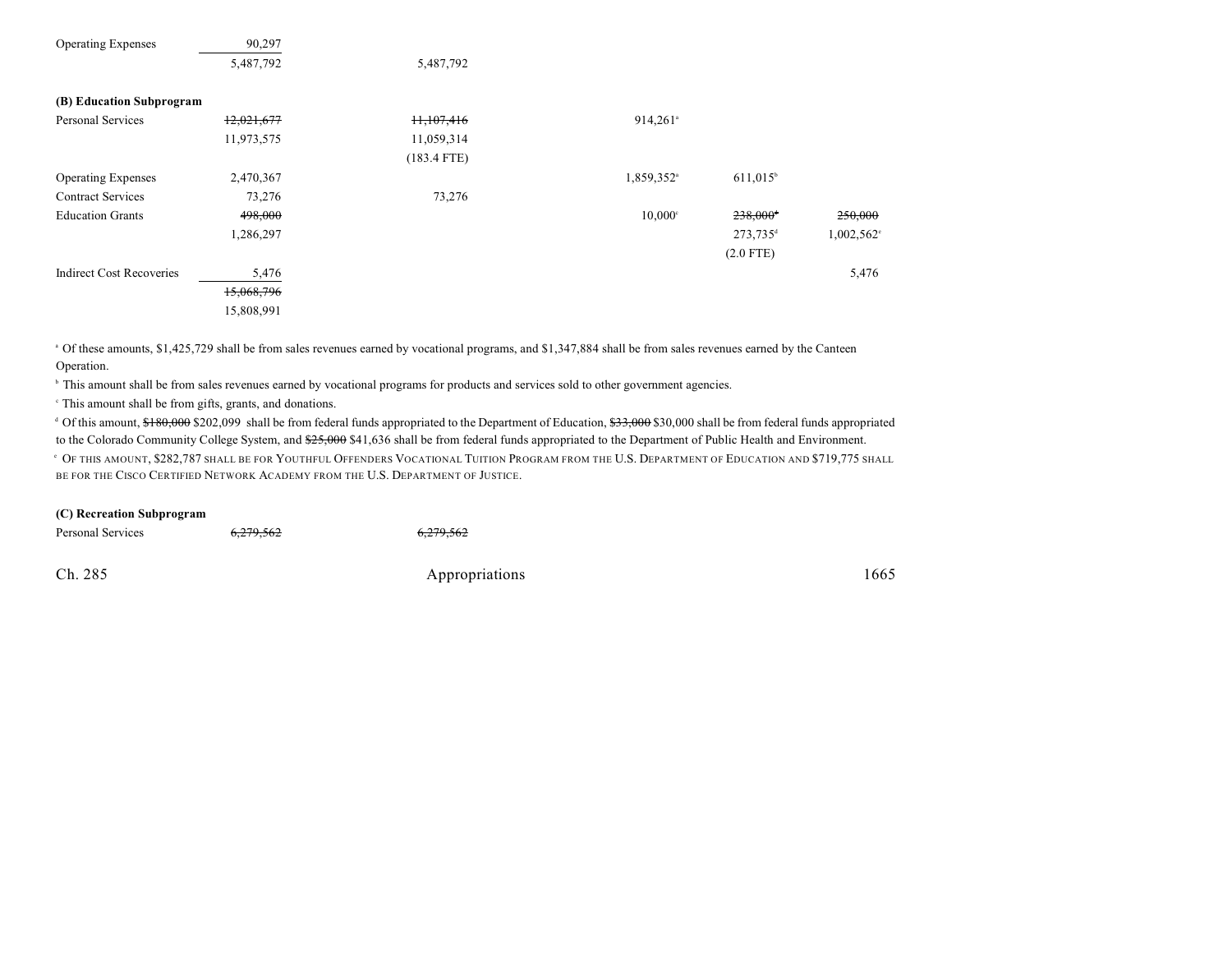| | | | | | |
|---|---|---|---|---|---|
| Operating Expenses | 90,297 | | | | |
| | 5,487,792 | 5,487,792 | | | |
| **(B) Education Subprogram** | | | | | |
| Personal Services | ~~12,021,677~~ | ~~11,107,416~~ | 914,261[a] | | |
| | 11,973,575 | 11,059,314 | | | |
| | | (183.4 FTE) | | | |
| Operating Expenses | 2,470,367 | | 1,859,352[a] | 611,015[b] | |
| Contract Services | 73,276 | 73,276 | | | |
| Education Grants | ~~498,000~~ | | 10,000[c] | ~~238,000~~[d] | ~~250,000~~ |
| | 1,286,297 | | | 273,735[d] | 1,002,562[e] |
| | | | | (2.0 FTE) | |
| Indirect Cost Recoveries | 5,476 | | | | 5,476 |
| | ~~15,068,796~~ | | | | |
| | 15,808,991 | | | | |

[a] Of these amounts, $1,425,729 shall be from sales revenues earned by vocational programs, and $1,347,884 shall be from sales revenues earned by the Canteen Operation.

[b] This amount shall be from sales revenues earned by vocational programs for products and services sold to other government agencies.

[c] This amount shall be from gifts, grants, and donations.

[d] Of this amount, ~~$180,000~~ $202,099 shall be from federal funds appropriated to the Department of Education, ~~$33,000~~ $30,000 shall be from federal funds appropriated to the Colorado Community College System, and ~~$25,000~~ $41,636 shall be from federal funds appropriated to the Department of Public Health and Environment.

[e] OF THIS AMOUNT, $282,787 SHALL BE FOR YOUTHFUL OFFENDERS VOCATIONAL TUITION PROGRAM FROM THE U.S. DEPARTMENT OF EDUCATION AND $719,775 SHALL BE FOR THE CISCO CERTIFIED NETWORK ACADEMY FROM THE U.S. DEPARTMENT OF JUSTICE.

| | | | | | |
|---|---|---|---|---|---|
| **(C) Recreation Subprogram** | | | | | |
| Personal Services | ~~6,279,562~~ | ~~6,279,562~~ | | | |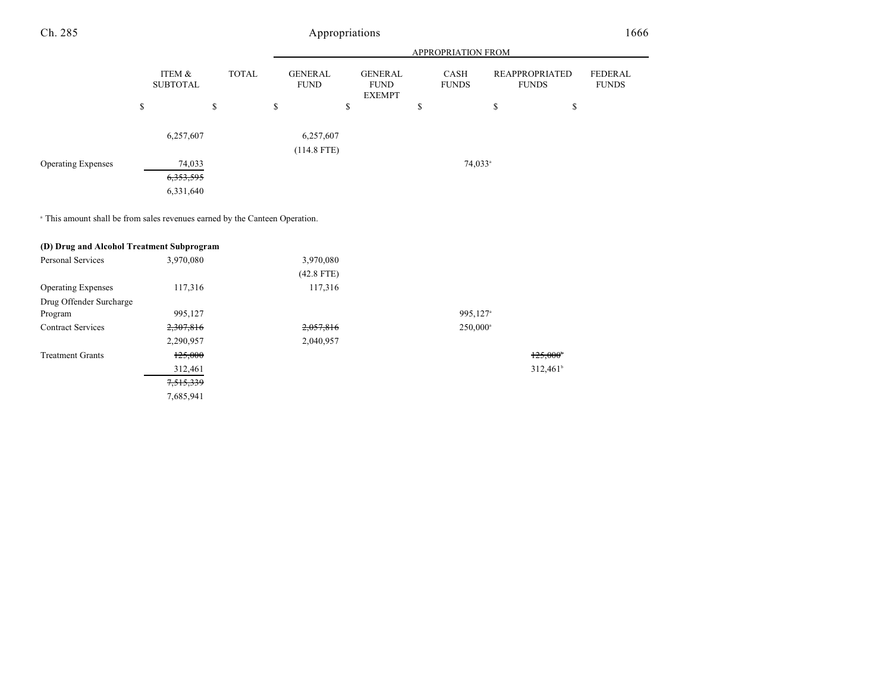| | ITEM & SUBTOTAL | TOTAL | GENERAL FUND | GENERAL FUND EXEMPT | CASH FUNDS | REAPPROPRIATED FUNDS | FEDERAL FUNDS |
|---|---|---|---|---|---|---|---|
| | | | APPROPRIATION FROM | | | | |
| | $ | $ | $ | $ | $ | $ | $ |
| | 6,257,607 | | 6,257,607 | | | | |
| | | | (114.8 FTE) | | | | |
| Operating Expenses | 74,033 | | | | 74,033[a] | | |
| | ~~6,353,595~~ | | | | | | |
| | 6,331,640 | | | | | | |

[a] This amount shall be from sales revenues earned by the Canteen Operation.

**(D) Drug and Alcohol Treatment Subprogram**

| | ITEM & SUBTOTAL | TOTAL | GENERAL FUND | GENERAL FUND EXEMPT | CASH FUNDS | REAPPROPRIATED FUNDS | FEDERAL FUNDS |
|---|---|---|---|---|---|---|---|
| Personal Services | 3,970,080 | | 3,970,080 | | | | |
| | | | (42.8 FTE) | | | | |
| Operating Expenses | 117,316 | | 117,316 | | | | |
| Drug Offender Surcharge Program | 995,127 | | | | 995,127[a] | | |
| Contract Services | ~~2,307,816~~ | | ~~2,057,816~~ | | 250,000[a] | | |
| | 2,290,957 | | 2,040,957 | | | | |
| Treatment Grants | ~~125,000~~ | | | | | ~~125,000~~[b] | |
| | 312,461 | | | | | 312,461[b] | |
| | ~~7,515,339~~ | | | | | | |
| | 7,685,941 | | | | | | |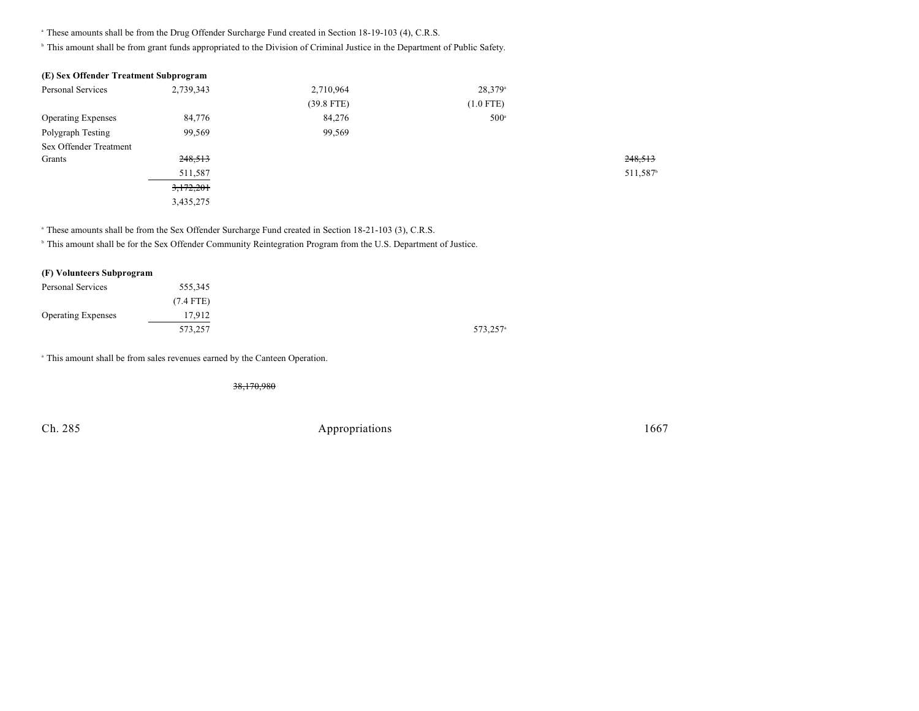[a] These amounts shall be from the Drug Offender Surcharge Fund created in Section 18-19-103 (4), C.R.S.

[b] This amount shall be from grant funds appropriated to the Division of Criminal Justice in the Department of Public Safety.

**(E) Sex Offender Treatment Subprogram**

| | | | | |
|---|---|---|---|---|
| Personal Services | 2,739,343 | 2,710,964 | 28,379[a] | |
| | | (39.8 FTE) | (1.0 FTE) | |
| Operating Expenses | 84,776 | 84,276 | 500[a] | |
| Polygraph Testing | 99,569 | 99,569 | | |
| Sex Offender Treatment Grants | ~~248,513~~ | | | ~~248,513~~ |
| | 511,587 | | | 511,587[b] |
| | ~~3,172,201~~ | | | |
| | 3,435,275 | | | |

[a] These amounts shall be from the Sex Offender Surcharge Fund created in Section 18-21-103 (3), C.R.S.

[b] This amount shall be for the Sex Offender Community Reintegration Program from the U.S. Department of Justice.

**(F) Volunteers Subprogram**

| | | |
|---|---|---|
| Personal Services | 555,345 | |
| | (7.4 FTE) | |
| Operating Expenses | 17,912 | |
| | 573,257 | 573,257[a] |

[a] This amount shall be from sales revenues earned by the Canteen Operation.

~~38,170,980~~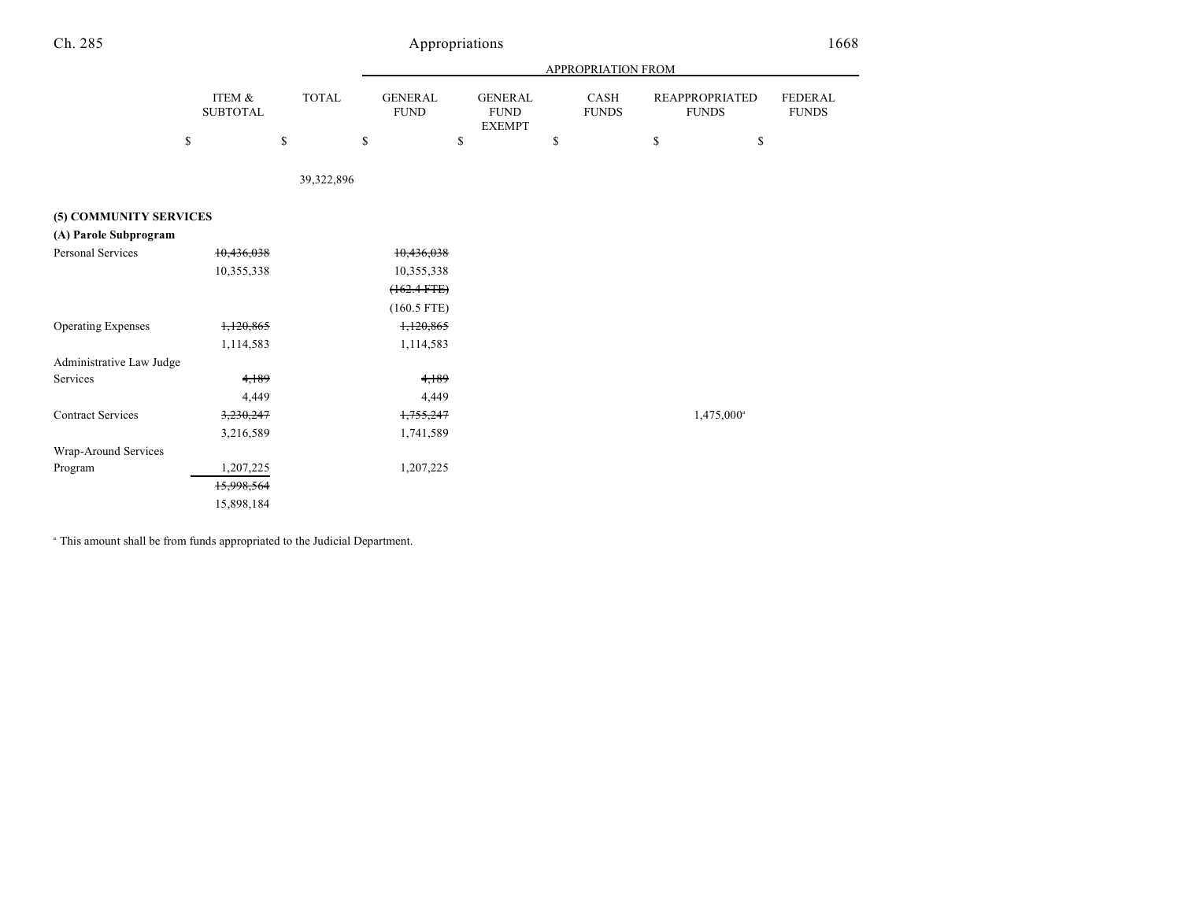| | ITEM & SUBTOTAL | TOTAL | APPROPRIATION FROM GENERAL FUND | GENERAL FUND EXEMPT | CASH FUNDS | REAPPROPRIATED FUNDS | FEDERAL FUNDS |
|---|---|---|---|---|---|---|---|
| | $ | $ | $ | $ | $ | $ | $ |
| | | 39,322,896 | | | | | |
| **(5) COMMUNITY SERVICES** | | | | | | | |
| **(A) Parole Subprogram** | | | | | | | |
| Personal Services | ~~10,436,038~~ | | ~~10,436,038~~ | | | | |
| | 10,355,338 | | 10,355,338 | | | | |
| | | | ~~(162.4 FTE)~~ | | | | |
| | | | (160.5 FTE) | | | | |
| Operating Expenses | ~~1,120,865~~ | | ~~1,120,865~~ | | | | |
| | 1,114,583 | | 1,114,583 | | | | |
| Administrative Law Judge Services | ~~4,189~~ | | ~~4,189~~ | | | | |
| | 4,449 | | 4,449 | | | | |
| Contract Services | ~~3,230,247~~ | | ~~1,755,247~~ | | | 1,475,000[a] | |
| | 3,216,589 | | 1,741,589 | | | | |
| Wrap-Around Services Program | 1,207,225 | | 1,207,225 | | | | |
| | ~~15,998,564~~ | | | | | | |
| | 15,898,184 | | | | | | |

[a] This amount shall be from funds appropriated to the Judicial Department.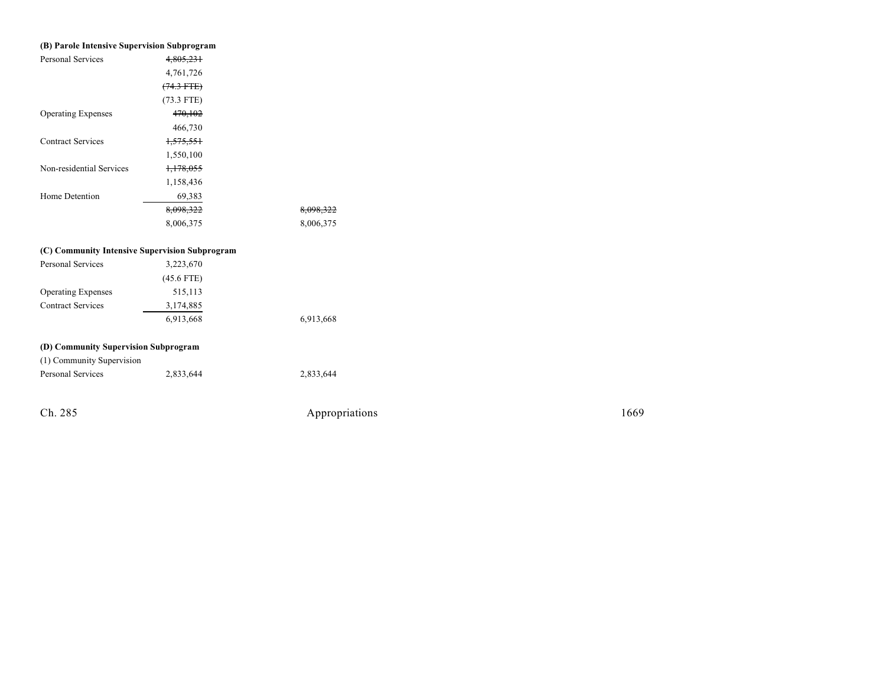**(B) Parole Intensive Supervision Subprogram**

| | | |
|---|---|---|
| Personal Services | ~~4,805,231~~ | |
| | 4,761,726 | |
| | ~~(74.3 FTE)~~ | |
| | (73.3 FTE) | |
| Operating Expenses | ~~470,102~~ | |
| | 466,730 | |
| Contract Services | ~~1,575,551~~ | |
| | 1,550,100 | |
| Non-residential Services | ~~1,178,055~~ | |
| | 1,158,436 | |
| Home Detention | 69,383 | |
| | ~~8,098,322~~ | ~~8,098,322~~ |
| | 8,006,375 | 8,006,375 |

**(C) Community Intensive Supervision Subprogram**

| | | |
|---|---|---|
| Personal Services | 3,223,670 | |
| | (45.6 FTE) | |
| Operating Expenses | 515,113 | |
| Contract Services | 3,174,885 | |
| | 6,913,668 | 6,913,668 |

**(D) Community Supervision Subprogram**

(1) Community Supervision

| | | |
|---|---|---|
| Personal Services | 2,833,644 | 2,833,644 |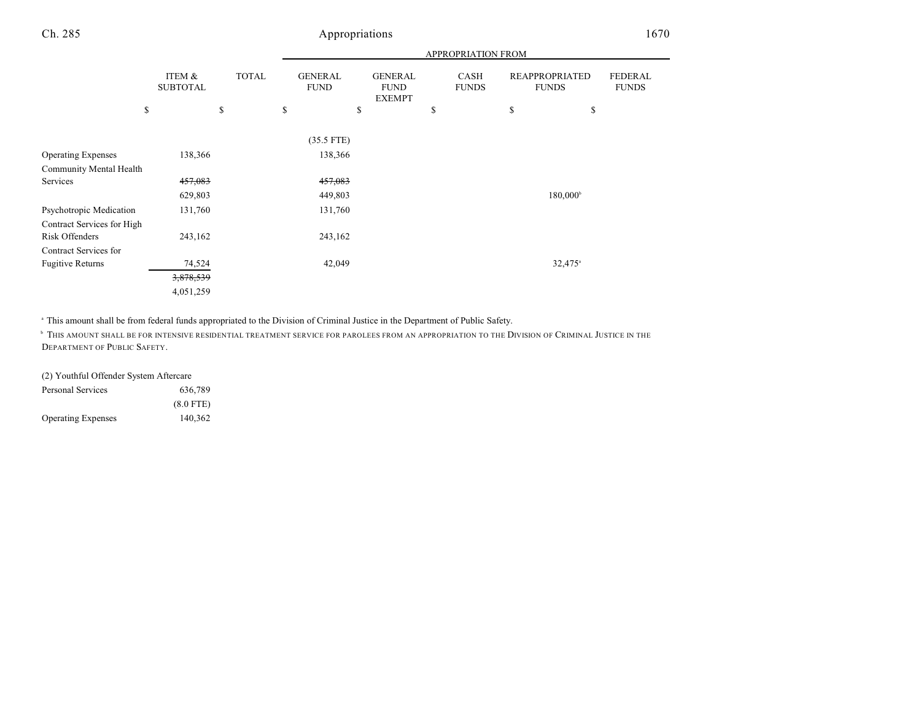| | ITEM & SUBTOTAL | TOTAL | APPROPRIATION FROM GENERAL FUND | GENERAL FUND EXEMPT | CASH FUNDS | REAPPROPRIATED FUNDS | FEDERAL FUNDS |
|---|---|---|---|---|---|---|---|
| | $ | $ | $ | $ | $ | $ | $ |
| | | | (35.5 FTE) | | | | |
| Operating Expenses | 138,366 | | 138,366 | | | | |
| Community Mental Health Services | ~~457,083~~ | | ~~457,083~~ | | | | |
| | 629,803 | | 449,803 | | | 180,000[b] | |
| Psychotropic Medication | 131,760 | | 131,760 | | | | |
| Contract Services for High Risk Offenders | 243,162 | | 243,162 | | | | |
| Contract Services for Fugitive Returns | 74,524 | | 42,049 | | | 32,475[a] | |
| | ~~3,878,539~~ | | | | | | |
| | 4,051,259 | | | | | | |

[a] This amount shall be from federal funds appropriated to the Division of Criminal Justice in the Department of Public Safety.

[b] THIS AMOUNT SHALL BE FOR INTENSIVE RESIDENTIAL TREATMENT SERVICE FOR PAROLEES FROM AN APPROPRIATION TO THE DIVISION OF CRIMINAL JUSTICE IN THE DEPARTMENT OF PUBLIC SAFETY.

(2) Youthful Offender System Aftercare

| | ITEM & SUBTOTAL |
|---|---|
| Personal Services | 636,789 |
| | (8.0 FTE) |
| Operating Expenses | 140,362 |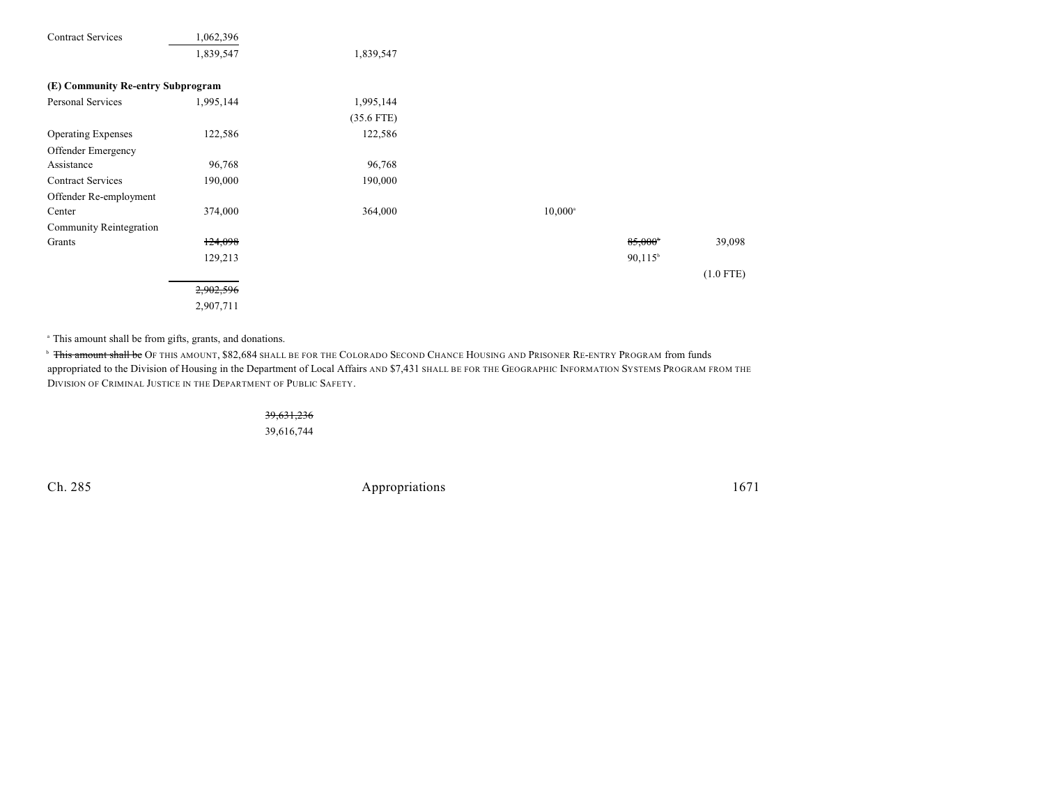| | Item Total | General Fund | General Fund Exempt | Cash Funds | Reappropriated Funds | Federal Funds |
|---|---|---|---|---|---|---|
| Contract Services | 1,062,396 | | | | | |
| | 1,839,547 | 1,839,547 | | | | |
| **(E) Community Re-entry Subprogram** | | | | | | |
| Personal Services | 1,995,144 | 1,995,144 | | | | |
| | | (35.6 FTE) | | | | |
| Operating Expenses | 122,586 | 122,586 | | | | |
| Offender Emergency Assistance | 96,768 | 96,768 | | | | |
| Contract Services | 190,000 | 190,000 | | | | |
| Offender Re-employment Center | 374,000 | 364,000 | | 10,000[a] | | |
| Community Reintegration Grants | ~~124,098~~ | | | | ~~85,000~~[b] | 39,098 |
| | 129,213 | | | | 90,115[b] | |
| | | | | | | (1.0 FTE) |
| | ~~2,902,596~~ | | | | | |
| | 2,907,711 | | | | | |

[a] This amount shall be from gifts, grants, and donations.

[b] ~~This amount shall be~~ OF THIS AMOUNT, $82,684 SHALL BE FOR THE COLORADO SECOND CHANCE HOUSING AND PRISONER RE-ENTRY PROGRAM from funds appropriated to the Division of Housing in the Department of Local Affairs AND $7,431 SHALL BE FOR THE GEOGRAPHIC INFORMATION SYSTEMS PROGRAM FROM THE DIVISION OF CRIMINAL JUSTICE IN THE DEPARTMENT OF PUBLIC SAFETY.

~~39,631,236~~

39,616,744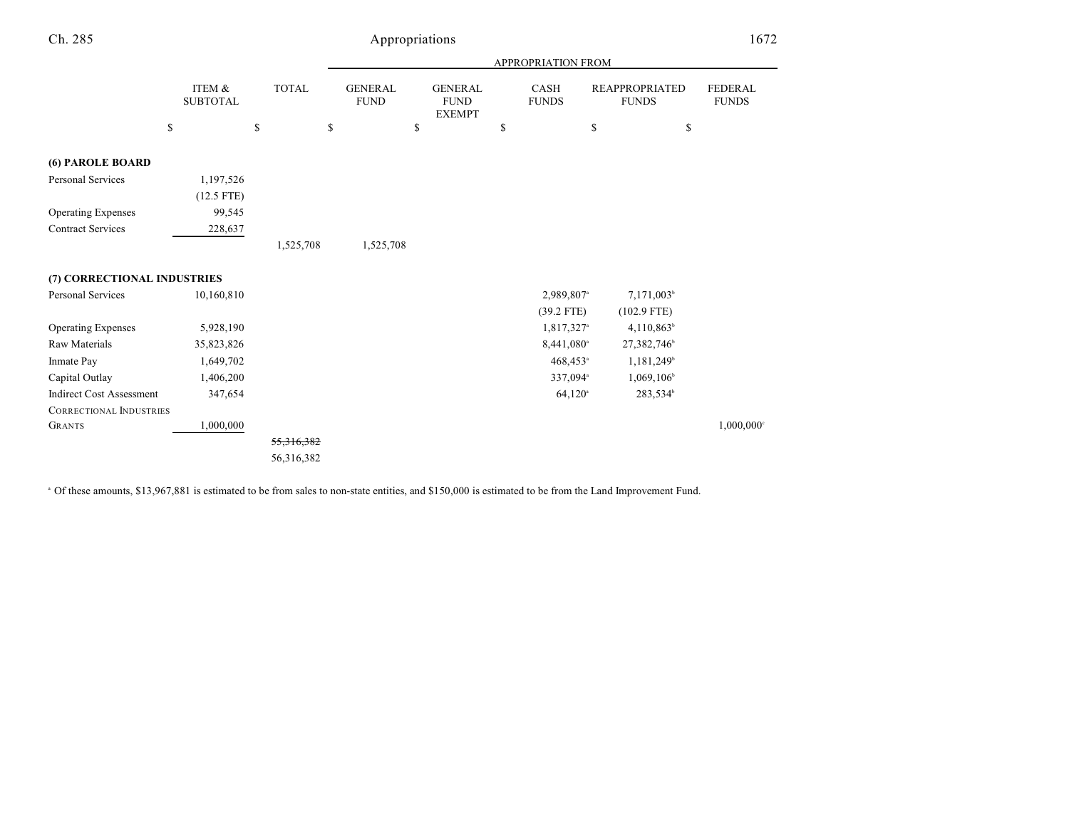| | ITEM & SUBTOTAL | TOTAL | APPROPRIATION FROM | | | | |
|---|---|---|---|---|---|---|---|
| | | | GENERAL FUND | GENERAL FUND EXEMPT | CASH FUNDS | REAPPROPRIATED FUNDS | FEDERAL FUNDS |
| | $ | $ | $ | $ | $ | $ | $ |
| **(6) PAROLE BOARD** | | | | | | | |
| Personal Services | 1,197,526 | | | | | | |
| | (12.5 FTE) | | | | | | |
| Operating Expenses | 99,545 | | | | | | |
| Contract Services | 228,637 | | | | | | |
| | | 1,525,708 | 1,525,708 | | | | |
| **(7) CORRECTIONAL INDUSTRIES** | | | | | | | |
| Personal Services | 10,160,810 | | | | 2,989,807[a] | 7,171,003[b] | |
| | | | | | (39.2 FTE) | (102.9 FTE) | |
| Operating Expenses | 5,928,190 | | | | 1,817,327[a] | 4,110,863[b] | |
| Raw Materials | 35,823,826 | | | | 8,441,080[a] | 27,382,746[b] | |
| Inmate Pay | 1,649,702 | | | | 468,453[a] | 1,181,249[b] | |
| Capital Outlay | 1,406,200 | | | | 337,094[a] | 1,069,106[b] | |
| Indirect Cost Assessment | 347,654 | | | | 64,120[a] | 283,534[b] | |
| CORRECTIONAL INDUSTRIES GRANTS | 1,000,000 | | | | | | 1,000,000[c] |
| | | ~~55,316,382~~ | | | | | |
| | | 56,316,382 | | | | | |

[a] Of these amounts, $13,967,881 is estimated to be from sales to non-state entities, and $150,000 is estimated to be from the Land Improvement Fund.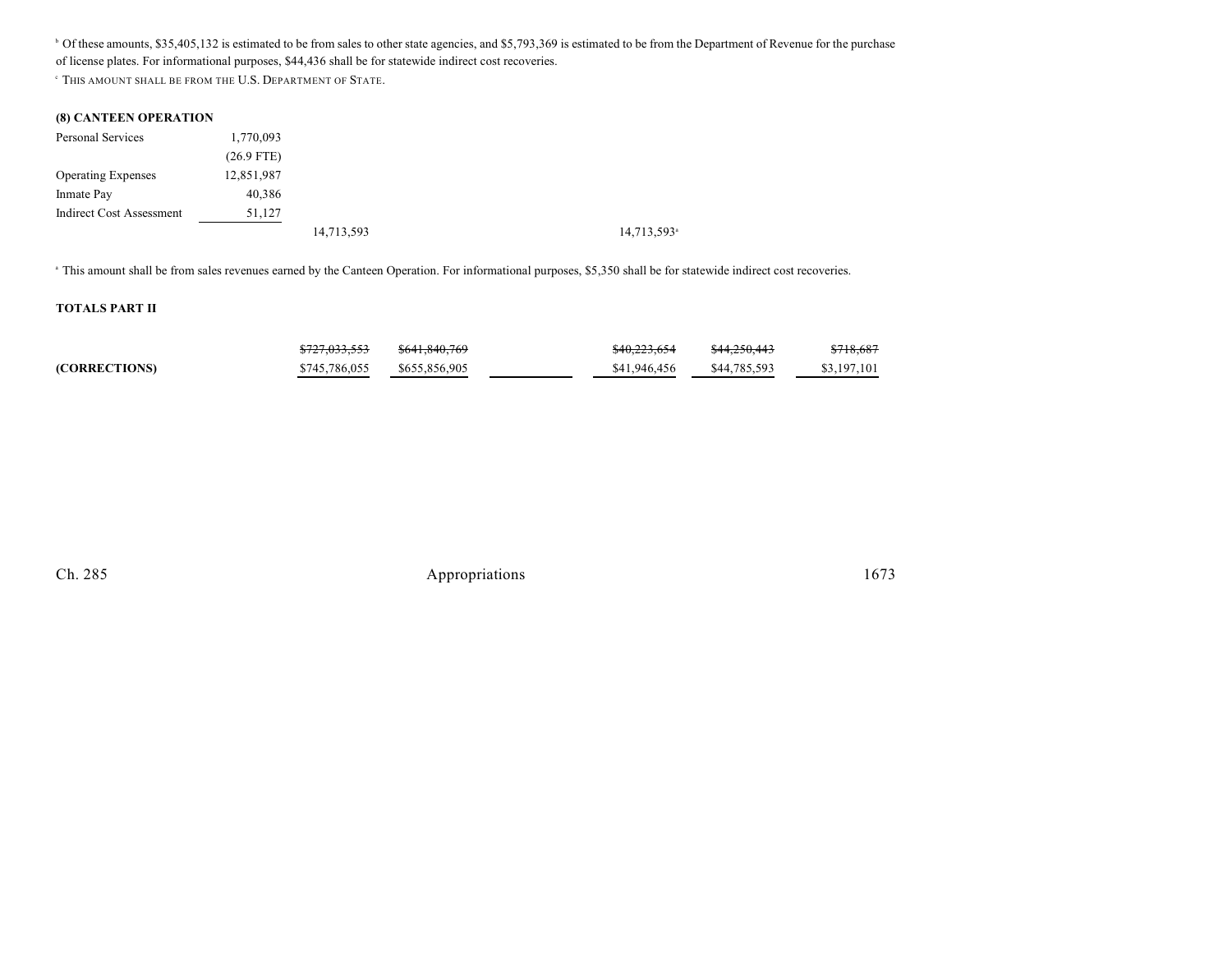[b] Of these amounts, $35,405,132 is estimated to be from sales to other state agencies, and $5,793,369 is estimated to be from the Department of Revenue for the purchase of license plates. For informational purposes, $44,436 shall be for statewide indirect cost recoveries.

[c] THIS AMOUNT SHALL BE FROM THE U.S. DEPARTMENT OF STATE.

**(8) CANTEEN OPERATION**

| | | | | | | | |
|---|---|---|---|---|---|---|---|
| Personal Services | 1,770,093 | | | | | | |
| | (26.9 FTE) | | | | | | |
| Operating Expenses | 12,851,987 | | | | | | |
| Inmate Pay | 40,386 | | | | | | |
| Indirect Cost Assessment | 51,127 | | | | | | |
| | | 14,713,593 | | | 14,713,593[a] | | |

[a] This amount shall be from sales revenues earned by the Canteen Operation. For informational purposes, $5,350 shall be for statewide indirect cost recoveries.

**TOTALS PART II**

| | | | | | | |
|---|---|---|---|---|---|---|
| | ~~$727,033,553~~ | ~~$641,840,769~~ | | ~~$40,223,654~~ | ~~$44,250,443~~ | ~~$718,687~~ |
| **(CORRECTIONS)** | $745,786,055 | $655,856,905 | | $41,946,456 | $44,785,593 | $3,197,101 |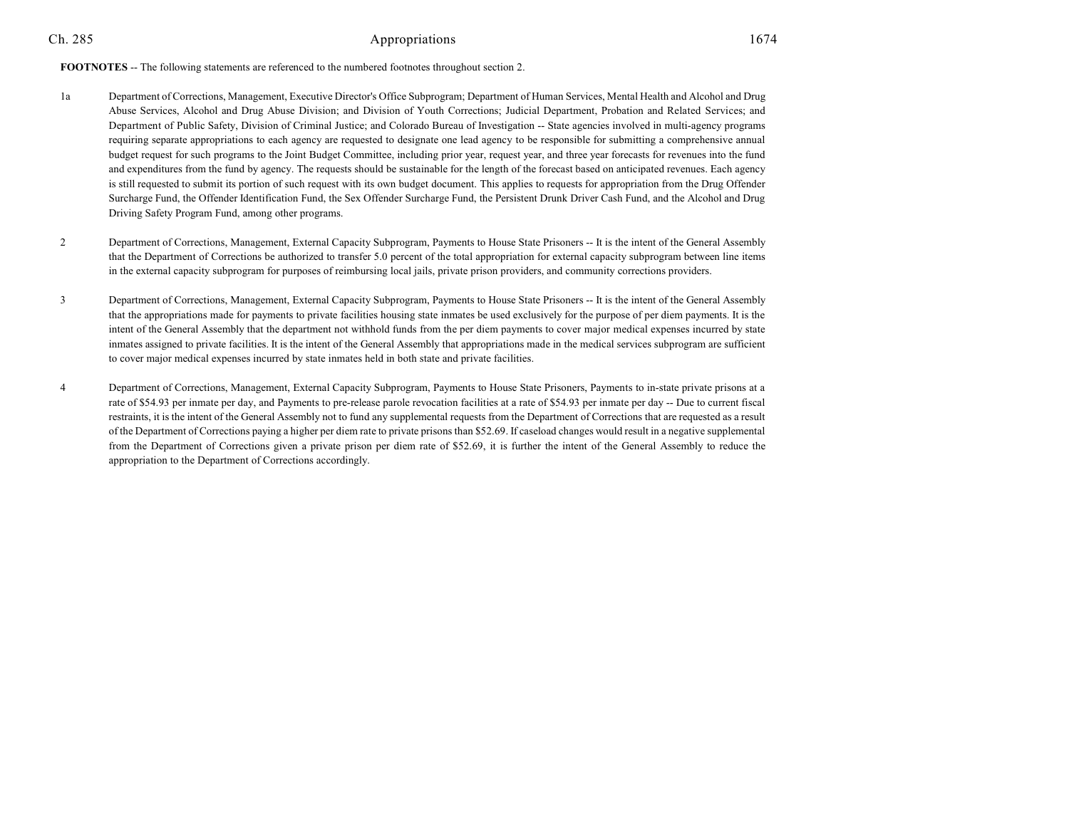**FOOTNOTES** -- The following statements are referenced to the numbered footnotes throughout section 2.

1a Department of Corrections, Management, Executive Director's Office Subprogram; Department of Human Services, Mental Health and Alcohol and Drug Abuse Services, Alcohol and Drug Abuse Division; and Division of Youth Corrections; Judicial Department, Probation and Related Services; and Department of Public Safety, Division of Criminal Justice; and Colorado Bureau of Investigation -- State agencies involved in multi-agency programs requiring separate appropriations to each agency are requested to designate one lead agency to be responsible for submitting a comprehensive annual budget request for such programs to the Joint Budget Committee, including prior year, request year, and three year forecasts for revenues into the fund and expenditures from the fund by agency. The requests should be sustainable for the length of the forecast based on anticipated revenues. Each agency is still requested to submit its portion of such request with its own budget document. This applies to requests for appropriation from the Drug Offender Surcharge Fund, the Offender Identification Fund, the Sex Offender Surcharge Fund, the Persistent Drunk Driver Cash Fund, and the Alcohol and Drug Driving Safety Program Fund, among other programs.

2 Department of Corrections, Management, External Capacity Subprogram, Payments to House State Prisoners -- It is the intent of the General Assembly that the Department of Corrections be authorized to transfer 5.0 percent of the total appropriation for external capacity subprogram between line items in the external capacity subprogram for purposes of reimbursing local jails, private prison providers, and community corrections providers.

3 Department of Corrections, Management, External Capacity Subprogram, Payments to House State Prisoners -- It is the intent of the General Assembly that the appropriations made for payments to private facilities housing state inmates be used exclusively for the purpose of per diem payments. It is the intent of the General Assembly that the department not withhold funds from the per diem payments to cover major medical expenses incurred by state inmates assigned to private facilities. It is the intent of the General Assembly that appropriations made in the medical services subprogram are sufficient to cover major medical expenses incurred by state inmates held in both state and private facilities.

4 Department of Corrections, Management, External Capacity Subprogram, Payments to House State Prisoners, Payments to in-state private prisons at a rate of $54.93 per inmate per day, and Payments to pre-release parole revocation facilities at a rate of $54.93 per inmate per day -- Due to current fiscal restraints, it is the intent of the General Assembly not to fund any supplemental requests from the Department of Corrections that are requested as a result of the Department of Corrections paying a higher per diem rate to private prisons than $52.69. If caseload changes would result in a negative supplemental from the Department of Corrections given a private prison per diem rate of $52.69, it is further the intent of the General Assembly to reduce the appropriation to the Department of Corrections accordingly.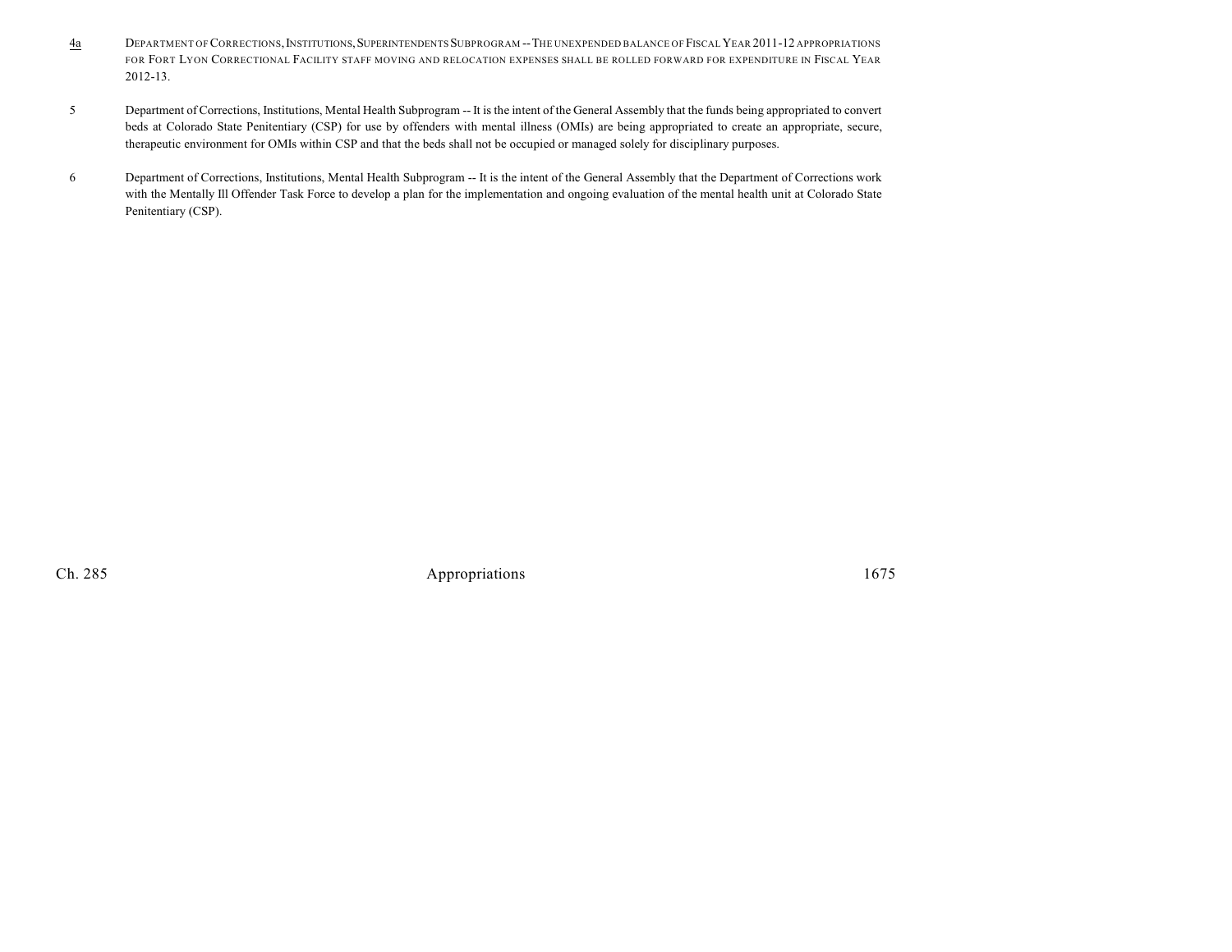4a Department of Corrections, Institutions, Superintendents Subprogram -- The unexpended balance of Fiscal Year 2011-12 appropriations for Fort Lyon Correctional Facility staff moving and relocation expenses shall be rolled forward for expenditure in Fiscal Year 2012-13.

5 Department of Corrections, Institutions, Mental Health Subprogram -- It is the intent of the General Assembly that the funds being appropriated to convert beds at Colorado State Penitentiary (CSP) for use by offenders with mental illness (OMIs) are being appropriated to create an appropriate, secure, therapeutic environment for OMIs within CSP and that the beds shall not be occupied or managed solely for disciplinary purposes.

6 Department of Corrections, Institutions, Mental Health Subprogram -- It is the intent of the General Assembly that the Department of Corrections work with the Mentally Ill Offender Task Force to develop a plan for the implementation and ongoing evaluation of the mental health unit at Colorado State Penitentiary (CSP).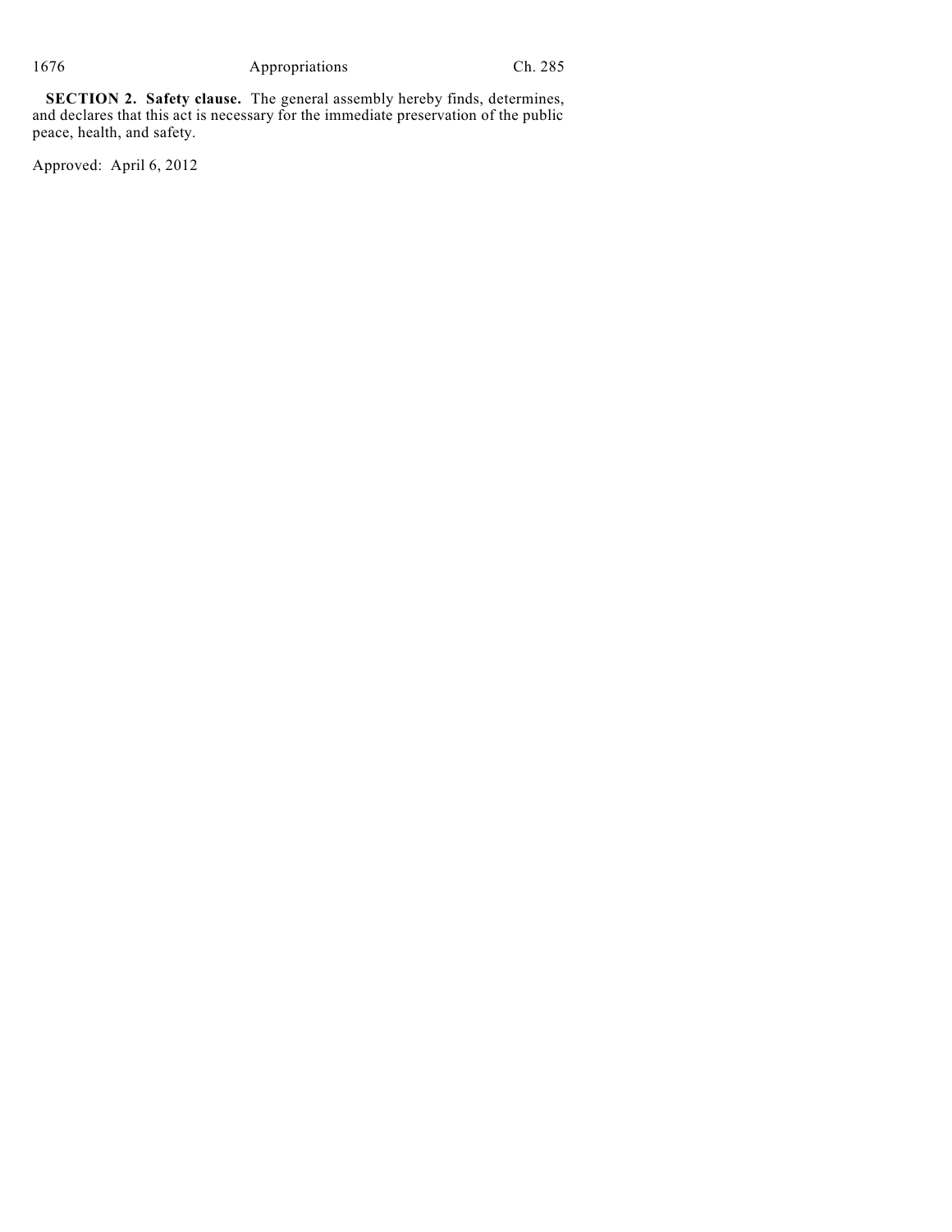**SECTION 2. Safety clause.** The general assembly hereby finds, determines, and declares that this act is necessary for the immediate preservation of the public peace, health, and safety.

Approved: April 6, 2012